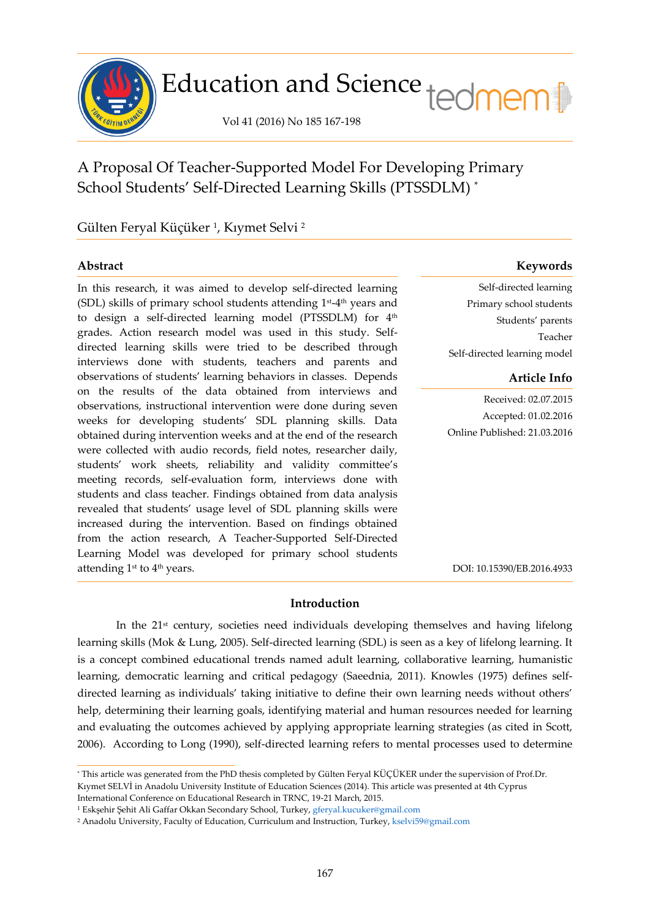# A Proposal Of Teacher-Supported Model For Developing Primary School Students' Self-Directed Learning Skills (PTSSDLM) *

Gülten Feryal Küçüker [1], Kıymet Selvi [2]

## Abstract

In this research, it was aimed to develop self-directed learning (SDL) skills of primary school students attending 1st-4th years and to design a self-directed learning model (PTSSDLM) for 4th grades. Action research model was used in this study. Self-directed learning skills were tried to be described through interviews done with students, teachers and parents and observations of students' learning behaviors in classes. Depends on the results of the data obtained from interviews and observations, instructional intervention were done during seven weeks for developing students' SDL planning skills. Data obtained during intervention weeks and at the end of the research were collected with audio records, field notes, researcher daily, students' work sheets, reliability and validity committee's meeting records, self-evaluation form, interviews done with students and class teacher. Findings obtained from data analysis revealed that students' usage level of SDL planning skills were increased during the intervention. Based on findings obtained from the action research, A Teacher-Supported Self-Directed Learning Model was developed for primary school students attending 1st to 4th years.

## Keywords

Self-directed learning
Primary school students
Students' parents
Teacher
Self-directed learning model

## Article Info

Received: 02.07.2015
Accepted: 01.02.2016
Online Published: 21.03.2016

DOI: 10.15390/EB.2016.4933

## Introduction

In the 21st century, societies need individuals developing themselves and having lifelong learning skills (Mok & Lung, 2005). Self-directed learning (SDL) is seen as a key of lifelong learning. It is a concept combined educational trends named adult learning, collaborative learning, humanistic learning, democratic learning and critical pedagogy (Saeednia, 2011). Knowles (1975) defines self-directed learning as individuals' taking initiative to define their own learning needs without others' help, determining their learning goals, identifying material and human resources needed for learning and evaluating the outcomes achieved by applying appropriate learning strategies (as cited in Scott, 2006). According to Long (1990), self-directed learning refers to mental processes used to determine

---

* This article was generated from the PhD thesis completed by Gülten Feryal KÜÇÜKER under the supervision of Prof.Dr. Kıymet SELVİ in Anadolu University Institute of Education Sciences (2014). This article was presented at 4th Cyprus International Conference on Educational Research in TRNC, 19-21 March, 2015.

[1] Eskşehir Şehit Ali Gaffar Okkan Secondary School, Turkey, gferyal.kucuker@gmail.com

[2] Anadolu University, Faculty of Education, Curriculum and Instruction, Turkey, kselvi59@gmail.com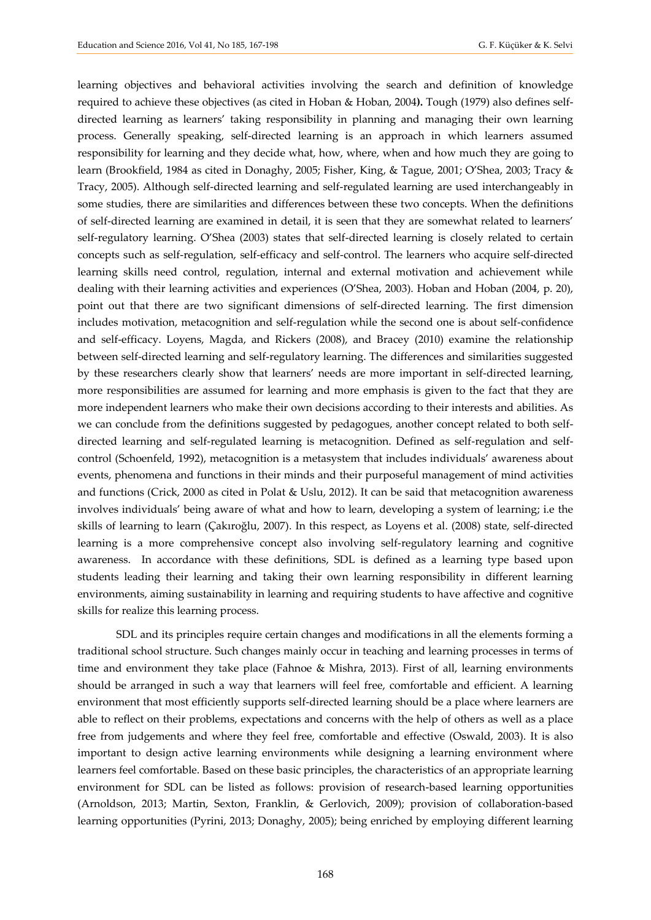learning objectives and behavioral activities involving the search and definition of knowledge required to achieve these objectives (as cited in Hoban & Hoban, 2004**).** Tough (1979) also defines self-directed learning as learners' taking responsibility in planning and managing their own learning process. Generally speaking, self-directed learning is an approach in which learners assumed responsibility for learning and they decide what, how, where, when and how much they are going to learn (Brookfield, 1984 as cited in Donaghy, 2005; Fisher, King, & Tague, 2001; O'Shea, 2003; Tracy & Tracy, 2005). Although self-directed learning and self-regulated learning are used interchangeably in some studies, there are similarities and differences between these two concepts. When the definitions of self-directed learning are examined in detail, it is seen that they are somewhat related to learners' self-regulatory learning. O'Shea (2003) states that self-directed learning is closely related to certain concepts such as self-regulation, self-efficacy and self-control. The learners who acquire self-directed learning skills need control, regulation, internal and external motivation and achievement while dealing with their learning activities and experiences (O'Shea, 2003). Hoban and Hoban (2004, p. 20), point out that there are two significant dimensions of self-directed learning. The first dimension includes motivation, metacognition and self-regulation while the second one is about self-confidence and self-efficacy. Loyens, Magda, and Rickers (2008), and Bracey (2010) examine the relationship between self-directed learning and self-regulatory learning. The differences and similarities suggested by these researchers clearly show that learners' needs are more important in self-directed learning, more responsibilities are assumed for learning and more emphasis is given to the fact that they are more independent learners who make their own decisions according to their interests and abilities. As we can conclude from the definitions suggested by pedagogues, another concept related to both self-directed learning and self-regulated learning is metacognition. Defined as self-regulation and self-control (Schoenfeld, 1992), metacognition is a metasystem that includes individuals' awareness about events, phenomena and functions in their minds and their purposeful management of mind activities and functions (Crick, 2000 as cited in Polat & Uslu, 2012). It can be said that metacognition awareness involves individuals' being aware of what and how to learn, developing a system of learning; i.e the skills of learning to learn (Çakıroğlu, 2007). In this respect, as Loyens et al. (2008) state, self-directed learning is a more comprehensive concept also involving self-regulatory learning and cognitive awareness. In accordance with these definitions, SDL is defined as a learning type based upon students leading their learning and taking their own learning responsibility in different learning environments, aiming sustainability in learning and requiring students to have affective and cognitive skills for realize this learning process.

SDL and its principles require certain changes and modifications in all the elements forming a traditional school structure. Such changes mainly occur in teaching and learning processes in terms of time and environment they take place (Fahnoe & Mishra, 2013). First of all, learning environments should be arranged in such a way that learners will feel free, comfortable and efficient. A learning environment that most efficiently supports self-directed learning should be a place where learners are able to reflect on their problems, expectations and concerns with the help of others as well as a place free from judgements and where they feel free, comfortable and effective (Oswald, 2003). It is also important to design active learning environments while designing a learning environment where learners feel comfortable. Based on these basic principles, the characteristics of an appropriate learning environment for SDL can be listed as follows: provision of research-based learning opportunities (Arnoldson, 2013; Martin, Sexton, Franklin, & Gerlovich, 2009); provision of collaboration-based learning opportunities (Pyrini, 2013; Donaghy, 2005); being enriched by employing different learning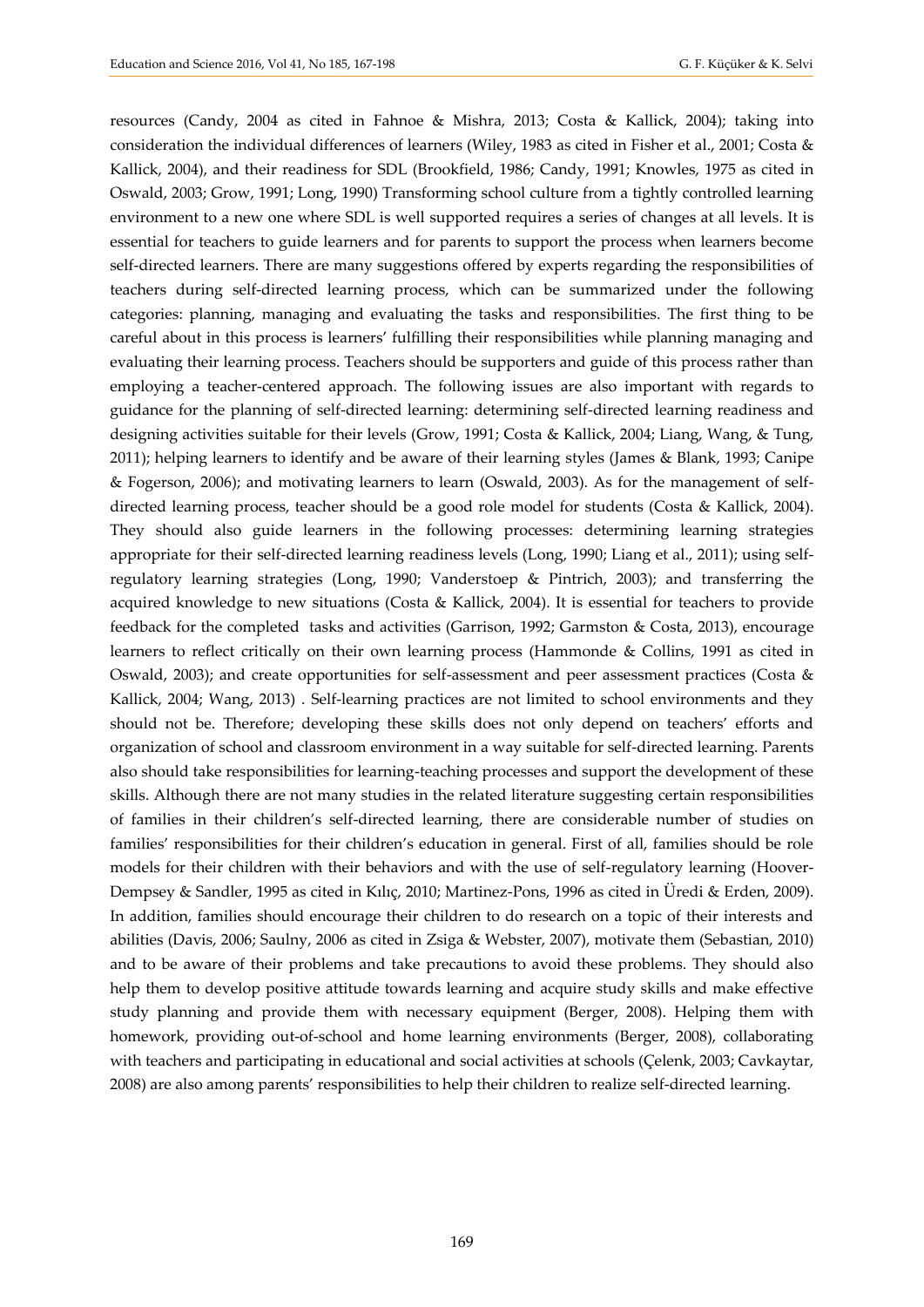resources (Candy, 2004 as cited in Fahnoe & Mishra, 2013; Costa & Kallick, 2004); taking into consideration the individual differences of learners (Wiley, 1983 as cited in Fisher et al., 2001; Costa & Kallick, 2004), and their readiness for SDL (Brookfield, 1986; Candy, 1991; Knowles, 1975 as cited in Oswald, 2003; Grow, 1991; Long, 1990) Transforming school culture from a tightly controlled learning environment to a new one where SDL is well supported requires a series of changes at all levels. It is essential for teachers to guide learners and for parents to support the process when learners become self-directed learners. There are many suggestions offered by experts regarding the responsibilities of teachers during self-directed learning process, which can be summarized under the following categories: planning, managing and evaluating the tasks and responsibilities. The first thing to be careful about in this process is learners' fulfilling their responsibilities while planning managing and evaluating their learning process. Teachers should be supporters and guide of this process rather than employing a teacher-centered approach. The following issues are also important with regards to guidance for the planning of self-directed learning: determining self-directed learning readiness and designing activities suitable for their levels (Grow, 1991; Costa & Kallick, 2004; Liang, Wang, & Tung, 2011); helping learners to identify and be aware of their learning styles (James & Blank, 1993; Canipe & Fogerson, 2006); and motivating learners to learn (Oswald, 2003). As for the management of self-directed learning process, teacher should be a good role model for students (Costa & Kallick, 2004). They should also guide learners in the following processes: determining learning strategies appropriate for their self-directed learning readiness levels (Long, 1990; Liang et al., 2011); using self-regulatory learning strategies (Long, 1990; Vanderstoep & Pintrich, 2003); and transferring the acquired knowledge to new situations (Costa & Kallick, 2004). It is essential for teachers to provide feedback for the completed tasks and activities (Garrison, 1992; Garmston & Costa, 2013), encourage learners to reflect critically on their own learning process (Hammonde & Collins, 1991 as cited in Oswald, 2003); and create opportunities for self-assessment and peer assessment practices (Costa & Kallick, 2004; Wang, 2013) . Self-learning practices are not limited to school environments and they should not be. Therefore; developing these skills does not only depend on teachers' efforts and organization of school and classroom environment in a way suitable for self-directed learning. Parents also should take responsibilities for learning-teaching processes and support the development of these skills. Although there are not many studies in the related literature suggesting certain responsibilities of families in their children's self-directed learning, there are considerable number of studies on families' responsibilities for their children's education in general. First of all, families should be role models for their children with their behaviors and with the use of self-regulatory learning (Hoover-Dempsey & Sandler, 1995 as cited in Kılıç, 2010; Martinez-Pons, 1996 as cited in Üredi & Erden, 2009). In addition, families should encourage their children to do research on a topic of their interests and abilities (Davis, 2006; Saulny, 2006 as cited in Zsiga & Webster, 2007), motivate them (Sebastian, 2010) and to be aware of their problems and take precautions to avoid these problems. They should also help them to develop positive attitude towards learning and acquire study skills and make effective study planning and provide them with necessary equipment (Berger, 2008). Helping them with homework, providing out-of-school and home learning environments (Berger, 2008), collaborating with teachers and participating in educational and social activities at schools (Çelenk, 2003; Cavkaytar, 2008) are also among parents' responsibilities to help their children to realize self-directed learning.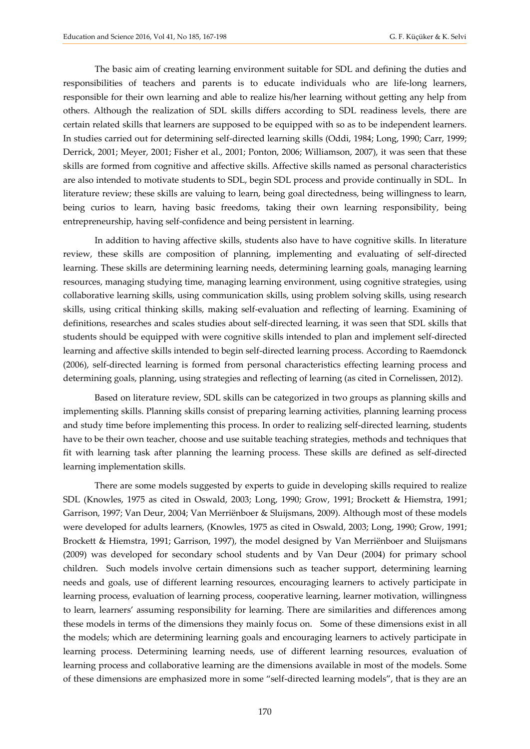The basic aim of creating learning environment suitable for SDL and defining the duties and responsibilities of teachers and parents is to educate individuals who are life-long learners, responsible for their own learning and able to realize his/her learning without getting any help from others. Although the realization of SDL skills differs according to SDL readiness levels, there are certain related skills that learners are supposed to be equipped with so as to be independent learners. In studies carried out for determining self-directed learning skills (Oddi, 1984; Long, 1990; Carr, 1999; Derrick, 2001; Meyer, 2001; Fisher et al., 2001; Ponton, 2006; Williamson, 2007), it was seen that these skills are formed from cognitive and affective skills. Affective skills named as personal characteristics are also intended to motivate students to SDL, begin SDL process and provide continually in SDL. In literature review; these skills are valuing to learn, being goal directedness, being willingness to learn, being curios to learn, having basic freedoms, taking their own learning responsibility, being entrepreneurship, having self-confidence and being persistent in learning.

In addition to having affective skills, students also have to have cognitive skills. In literature review, these skills are composition of planning, implementing and evaluating of self-directed learning. These skills are determining learning needs, determining learning goals, managing learning resources, managing studying time, managing learning environment, using cognitive strategies, using collaborative learning skills, using communication skills, using problem solving skills, using research skills, using critical thinking skills, making self-evaluation and reflecting of learning. Examining of definitions, researches and scales studies about self-directed learning, it was seen that SDL skills that students should be equipped with were cognitive skills intended to plan and implement self-directed learning and affective skills intended to begin self-directed learning process. According to Raemdonck (2006), self-directed learning is formed from personal characteristics effecting learning process and determining goals, planning, using strategies and reflecting of learning (as cited in Cornelissen, 2012).

Based on literature review, SDL skills can be categorized in two groups as planning skills and implementing skills. Planning skills consist of preparing learning activities, planning learning process and study time before implementing this process. In order to realizing self-directed learning, students have to be their own teacher, choose and use suitable teaching strategies, methods and techniques that fit with learning task after planning the learning process. These skills are defined as self-directed learning implementation skills.

There are some models suggested by experts to guide in developing skills required to realize SDL (Knowles, 1975 as cited in Oswald, 2003; Long, 1990; Grow, 1991; Brockett & Hiemstra, 1991; Garrison, 1997; Van Deur, 2004; Van Merriënboer & Sluijsmans, 2009). Although most of these models were developed for adults learners, (Knowles, 1975 as cited in Oswald, 2003; Long, 1990; Grow, 1991; Brockett & Hiemstra, 1991; Garrison, 1997), the model designed by Van Merriënboer and Sluijsmans (2009) was developed for secondary school students and by Van Deur (2004) for primary school children. Such models involve certain dimensions such as teacher support, determining learning needs and goals, use of different learning resources, encouraging learners to actively participate in learning process, evaluation of learning process, cooperative learning, learner motivation, willingness to learn, learners' assuming responsibility for learning. There are similarities and differences among these models in terms of the dimensions they mainly focus on. Some of these dimensions exist in all the models; which are determining learning goals and encouraging learners to actively participate in learning process. Determining learning needs, use of different learning resources, evaluation of learning process and collaborative learning are the dimensions available in most of the models. Some of these dimensions are emphasized more in some "self-directed learning models", that is they are an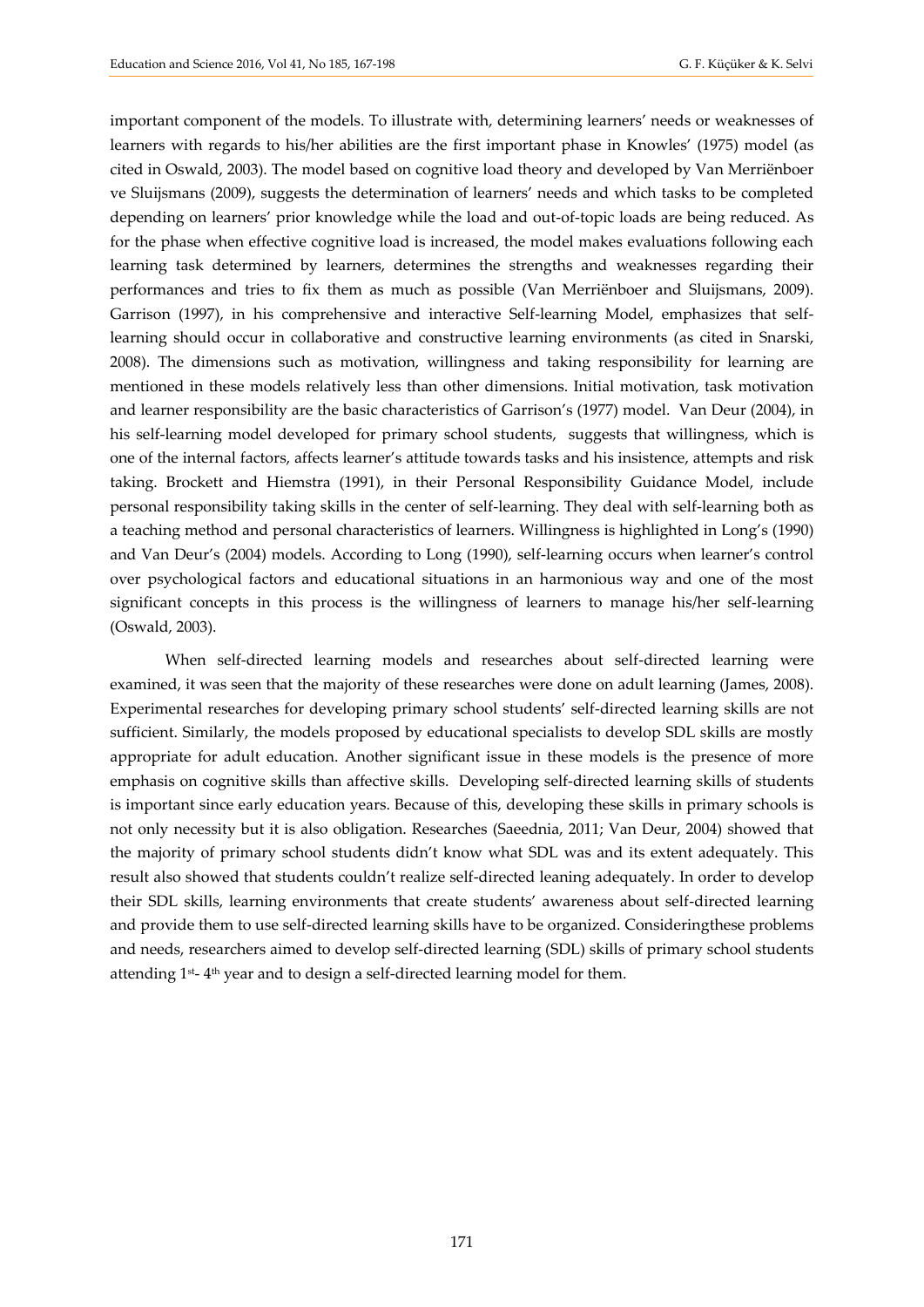important component of the models. To illustrate with, determining learners' needs or weaknesses of learners with regards to his/her abilities are the first important phase in Knowles' (1975) model (as cited in Oswald, 2003). The model based on cognitive load theory and developed by Van Merriënboer ve Sluijsmans (2009), suggests the determination of learners' needs and which tasks to be completed depending on learners' prior knowledge while the load and out-of-topic loads are being reduced. As for the phase when effective cognitive load is increased, the model makes evaluations following each learning task determined by learners, determines the strengths and weaknesses regarding their performances and tries to fix them as much as possible (Van Merriënboer and Sluijsmans, 2009). Garrison (1997), in his comprehensive and interactive Self-learning Model, emphasizes that self-learning should occur in collaborative and constructive learning environments (as cited in Snarski, 2008). The dimensions such as motivation, willingness and taking responsibility for learning are mentioned in these models relatively less than other dimensions. Initial motivation, task motivation and learner responsibility are the basic characteristics of Garrison's (1977) model. Van Deur (2004), in his self-learning model developed for primary school students, suggests that willingness, which is one of the internal factors, affects learner's attitude towards tasks and his insistence, attempts and risk taking. Brockett and Hiemstra (1991), in their Personal Responsibility Guidance Model, include personal responsibility taking skills in the center of self-learning. They deal with self-learning both as a teaching method and personal characteristics of learners. Willingness is highlighted in Long's (1990) and Van Deur's (2004) models. According to Long (1990), self-learning occurs when learner's control over psychological factors and educational situations in an harmonious way and one of the most significant concepts in this process is the willingness of learners to manage his/her self-learning (Oswald, 2003).

When self-directed learning models and researches about self-directed learning were examined, it was seen that the majority of these researches were done on adult learning (James, 2008). Experimental researches for developing primary school students' self-directed learning skills are not sufficient. Similarly, the models proposed by educational specialists to develop SDL skills are mostly appropriate for adult education. Another significant issue in these models is the presence of more emphasis on cognitive skills than affective skills. Developing self-directed learning skills of students is important since early education years. Because of this, developing these skills in primary schools is not only necessity but it is also obligation. Researches (Saeednia, 2011; Van Deur, 2004) showed that the majority of primary school students didn't know what SDL was and its extent adequately. This result also showed that students couldn't realize self-directed leaning adequately. In order to develop their SDL skills, learning environments that create students' awareness about self-directed learning and provide them to use self-directed learning skills have to be organized. Consideringthese problems and needs, researchers aimed to develop self-directed learning (SDL) skills of primary school students attending 1st- 4th year and to design a self-directed learning model for them.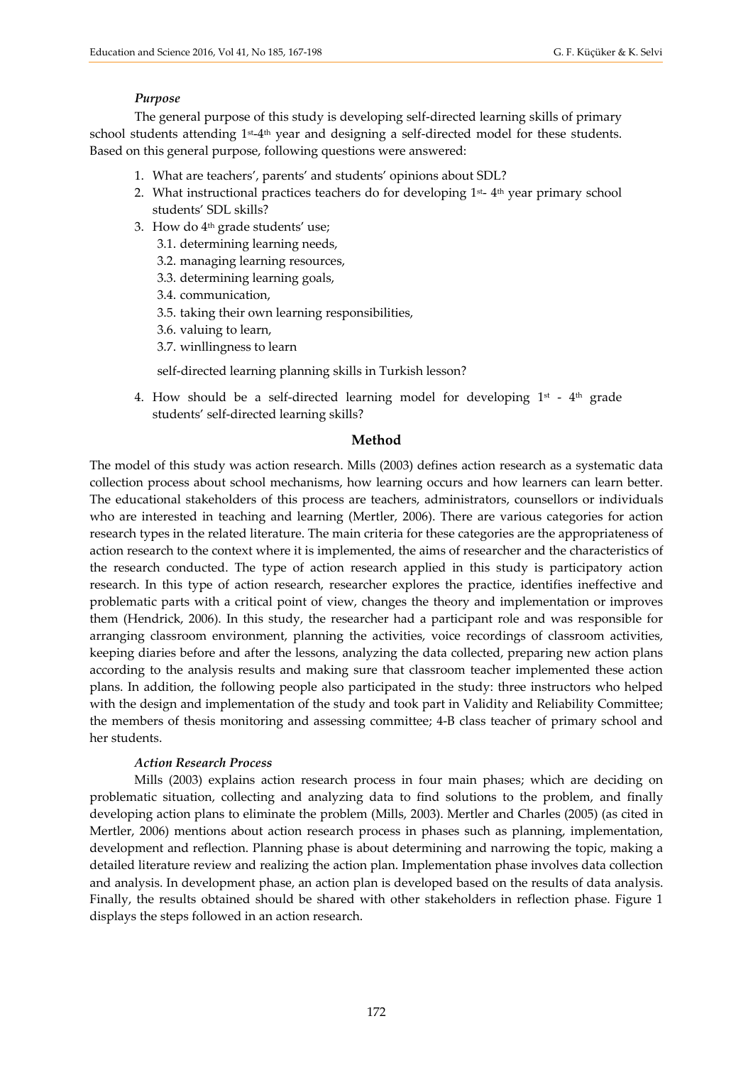### *Purpose*

The general purpose of this study is developing self-directed learning skills of primary school students attending 1st-4th year and designing a self-directed model for these students. Based on this general purpose, following questions were answered:

1. What are teachers', parents' and students' opinions about SDL?
2. What instructional practices teachers do for developing 1st- 4th year primary school students' SDL skills?
3. How do 4th grade students' use;
   3.1. determining learning needs,
   3.2. managing learning resources,
   3.3. determining learning goals,
   3.4. communication,
   3.5. taking their own learning responsibilities,
   3.6. valuing to learn,
   3.7. winllingness to learn

   self-directed learning planning skills in Turkish lesson?
4. How should be a self-directed learning model for developing 1st - 4th grade students' self-directed learning skills?

## Method

The model of this study was action research. Mills (2003) defines action research as a systematic data collection process about school mechanisms, how learning occurs and how learners can learn better. The educational stakeholders of this process are teachers, administrators, counsellors or individuals who are interested in teaching and learning (Mertler, 2006). There are various categories for action research types in the related literature. The main criteria for these categories are the appropriateness of action research to the context where it is implemented, the aims of researcher and the characteristics of the research conducted. The type of action research applied in this study is participatory action research. In this type of action research, researcher explores the practice, identifies ineffective and problematic parts with a critical point of view, changes the theory and implementation or improves them (Hendrick, 2006). In this study, the researcher had a participant role and was responsible for arranging classroom environment, planning the activities, voice recordings of classroom activities, keeping diaries before and after the lessons, analyzing the data collected, preparing new action plans according to the analysis results and making sure that classroom teacher implemented these action plans. In addition, the following people also participated in the study: three instructors who helped with the design and implementation of the study and took part in Validity and Reliability Committee; the members of thesis monitoring and assessing committee; 4-B class teacher of primary school and her students.

### *Action Research Process*

Mills (2003) explains action research process in four main phases; which are deciding on problematic situation, collecting and analyzing data to find solutions to the problem, and finally developing action plans to eliminate the problem (Mills, 2003). Mertler and Charles (2005) (as cited in Mertler, 2006) mentions about action research process in phases such as planning, implementation, development and reflection. Planning phase is about determining and narrowing the topic, making a detailed literature review and realizing the action plan. Implementation phase involves data collection and analysis. In development phase, an action plan is developed based on the results of data analysis. Finally, the results obtained should be shared with other stakeholders in reflection phase. Figure 1 displays the steps followed in an action research.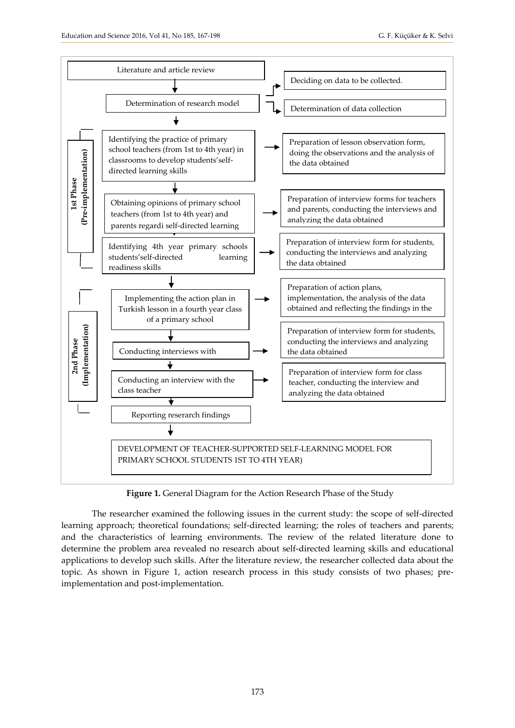Literature and article review

Determination of research model

- Deciding on data to be collected.
- Determination of data collection

**1st Phase (Pre-implementation)**

- Identifying the practice of primary school teachers (from 1st to 4th year) in classrooms to develop students'self-directed learning skills → Preparation of lesson observation form, doing the observations and the analysis of the data obtained
- Obtaining opinions of primary school teachers (from 1st to 4th year) and parents regardi self-directed learning → Preparation of interview forms for teachers and parents, conducting the interviews and analyzing the data obtained
- Identifying 4th year primary schools students'self-directed learning readiness skills → Preparation of interview form for students, conducting the interviews and analyzing the data obtained

**2nd Phase (Implementation)**

- Implementing the action plan in Turkish lesson in a fourth year class of a primary school → Preparation of action plans, implementation, the analysis of the data obtained and reflecting the findings in the
- Conducting interviews with → Preparation of interview form for students, conducting the interviews and analyzing the data obtained
- Conducting an interview with the class teacher → Preparation of interview form for class teacher, conducting the interview and analyzing the data obtained

Reporting reserarch findings

DEVELOPMENT OF TEACHER-SUPPORTED SELF-LEARNING MODEL FOR PRIMARY SCHOOL STUDENTS 1ST TO 4TH YEAR)

**Figure 1.** General Diagram for the Action Research Phase of the Study

The researcher examined the following issues in the current study: the scope of self-directed learning approach; theoretical foundations; self-directed learning; the roles of teachers and parents; and the characteristics of learning environments. The review of the related literature done to determine the problem area revealed no research about self-directed learning skills and educational applications to develop such skills. After the literature review, the researcher collected data about the topic. As shown in Figure 1, action research process in this study consists of two phases; pre-implementation and post-implementation.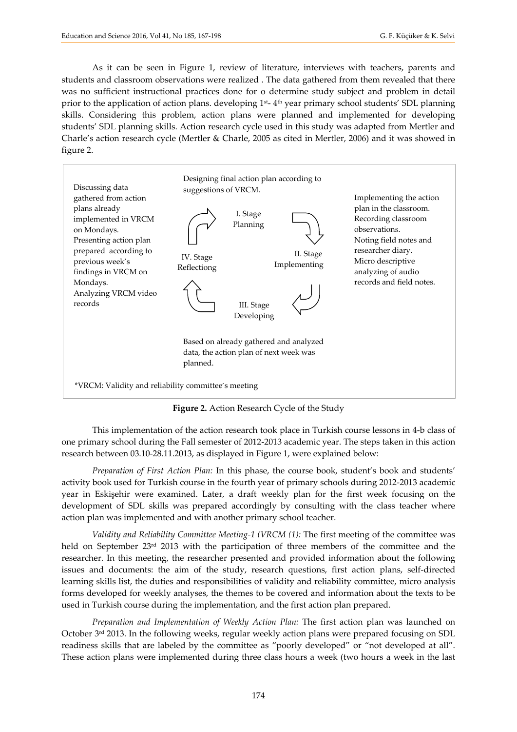As it can be seen in Figure 1, review of literature, interviews with teachers, parents and students and classroom observations were realized . The data gathered from them revealed that there was no sufficient instructional practices done for o determine study subject and problem in detail prior to the application of action plans. developing 1st- 4th year primary school students' SDL planning skills. Considering this problem, action plans were planned and implemented for developing students' SDL planning skills. Action research cycle used in this study was adapted from Mertler and Charle's action research cycle (Mertler & Charle, 2005 as cited in Mertler, 2006) and it was showed in figure 2.

Designing final action plan according to suggestions of VRCM.

I. Stage Planning

Implementing the action plan in the classroom. Recording classroom observations. Noting field notes and researcher diary. Micro descriptive analyzing of audio records and field notes.

II. Stage Implementing

III. Stage Developing

Based on already gathered and analyzed data, the action plan of next week was planned.

IV. Stage Reflectiong

Discussing data gathered from action plans already implemented in VRCM on Mondays. Presenting action plan prepared according to previous week's findings in VRCM on Mondays. Analyzing VRCM video records

*VRCM: Validity and reliability committee's meeting

**Figure 2.** Action Research Cycle of the Study

This implementation of the action research took place in Turkish course lessons in 4-b class of one primary school during the Fall semester of 2012-2013 academic year. The steps taken in this action research between 03.10-28.11.2013, as displayed in Figure 1, were explained below:

*Preparation of First Action Plan:* In this phase, the course book, student's book and students' activity book used for Turkish course in the fourth year of primary schools during 2012-2013 academic year in Eskişehir were examined. Later, a draft weekly plan for the first week focusing on the development of SDL skills was prepared accordingly by consulting with the class teacher where action plan was implemented and with another primary school teacher.

*Validity and Reliability Committee Meeting-1 (VRCM (1):* The first meeting of the committee was held on September 23rd 2013 with the participation of three members of the committee and the researcher. In this meeting, the researcher presented and provided information about the following issues and documents: the aim of the study, research questions, first action plans, self-directed learning skills list, the duties and responsibilities of validity and reliability committee, micro analysis forms developed for weekly analyses, the themes to be covered and information about the texts to be used in Turkish course during the implementation, and the first action plan prepared.

*Preparation and Implementation of Weekly Action Plan:* The first action plan was launched on October 3rd 2013. In the following weeks, regular weekly action plans were prepared focusing on SDL readiness skills that are labeled by the committee as "poorly developed" or "not developed at all". These action plans were implemented during three class hours a week (two hours a week in the last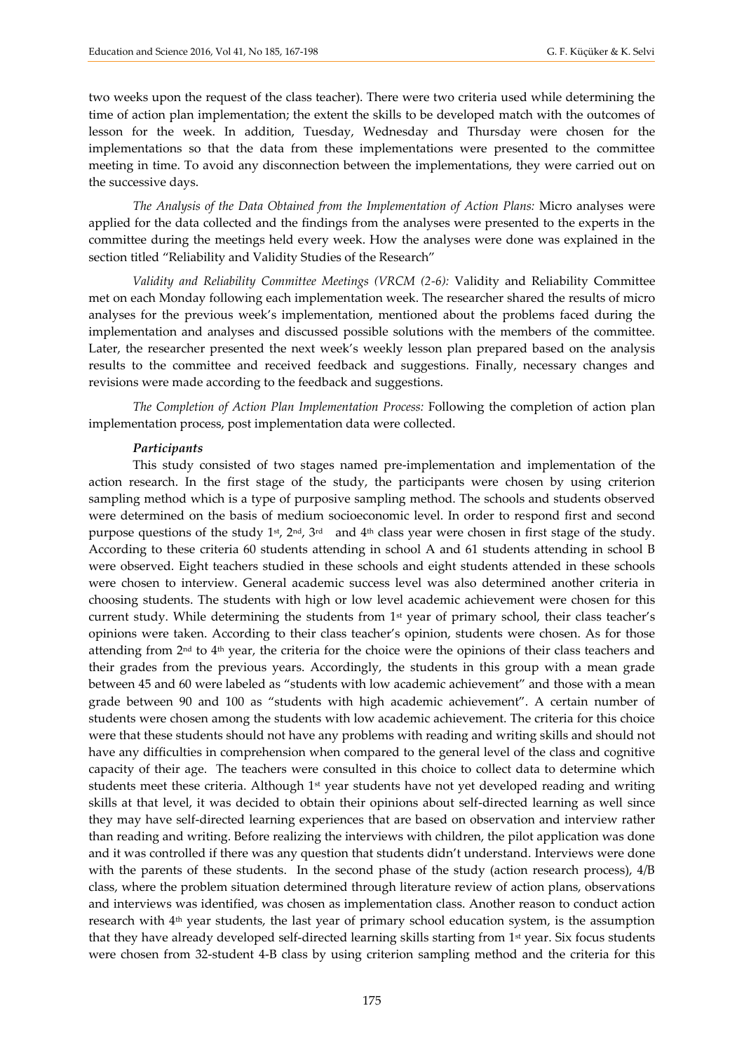two weeks upon the request of the class teacher). There were two criteria used while determining the time of action plan implementation; the extent the skills to be developed match with the outcomes of lesson for the week. In addition, Tuesday, Wednesday and Thursday were chosen for the implementations so that the data from these implementations were presented to the committee meeting in time. To avoid any disconnection between the implementations, they were carried out on the successive days.

*The Analysis of the Data Obtained from the Implementation of Action Plans:* Micro analyses were applied for the data collected and the findings from the analyses were presented to the experts in the committee during the meetings held every week. How the analyses were done was explained in the section titled "Reliability and Validity Studies of the Research"

*Validity and Reliability Committee Meetings (VRCM (2-6):* Validity and Reliability Committee met on each Monday following each implementation week. The researcher shared the results of micro analyses for the previous week's implementation, mentioned about the problems faced during the implementation and analyses and discussed possible solutions with the members of the committee. Later, the researcher presented the next week's weekly lesson plan prepared based on the analysis results to the committee and received feedback and suggestions. Finally, necessary changes and revisions were made according to the feedback and suggestions.

*The Completion of Action Plan Implementation Process:* Following the completion of action plan implementation process, post implementation data were collected.

#### *Participants*

This study consisted of two stages named pre-implementation and implementation of the action research. In the first stage of the study, the participants were chosen by using criterion sampling method which is a type of purposive sampling method. The schools and students observed were determined on the basis of medium socioeconomic level. In order to respond first and second purpose questions of the study 1st, 2nd, 3rd and 4th class year were chosen in first stage of the study. According to these criteria 60 students attending in school A and 61 students attending in school B were observed. Eight teachers studied in these schools and eight students attended in these schools were chosen to interview. General academic success level was also determined another criteria in choosing students. The students with high or low level academic achievement were chosen for this current study. While determining the students from 1st year of primary school, their class teacher's opinions were taken. According to their class teacher's opinion, students were chosen. As for those attending from 2nd to 4th year, the criteria for the choice were the opinions of their class teachers and their grades from the previous years. Accordingly, the students in this group with a mean grade between 45 and 60 were labeled as "students with low academic achievement" and those with a mean grade between 90 and 100 as "students with high academic achievement". A certain number of students were chosen among the students with low academic achievement. The criteria for this choice were that these students should not have any problems with reading and writing skills and should not have any difficulties in comprehension when compared to the general level of the class and cognitive capacity of their age. The teachers were consulted in this choice to collect data to determine which students meet these criteria. Although 1st year students have not yet developed reading and writing skills at that level, it was decided to obtain their opinions about self-directed learning as well since they may have self-directed learning experiences that are based on observation and interview rather than reading and writing. Before realizing the interviews with children, the pilot application was done and it was controlled if there was any question that students didn't understand. Interviews were done with the parents of these students. In the second phase of the study (action research process), 4/B class, where the problem situation determined through literature review of action plans, observations and interviews was identified, was chosen as implementation class. Another reason to conduct action research with 4th year students, the last year of primary school education system, is the assumption that they have already developed self-directed learning skills starting from 1st year. Six focus students were chosen from 32-student 4-B class by using criterion sampling method and the criteria for this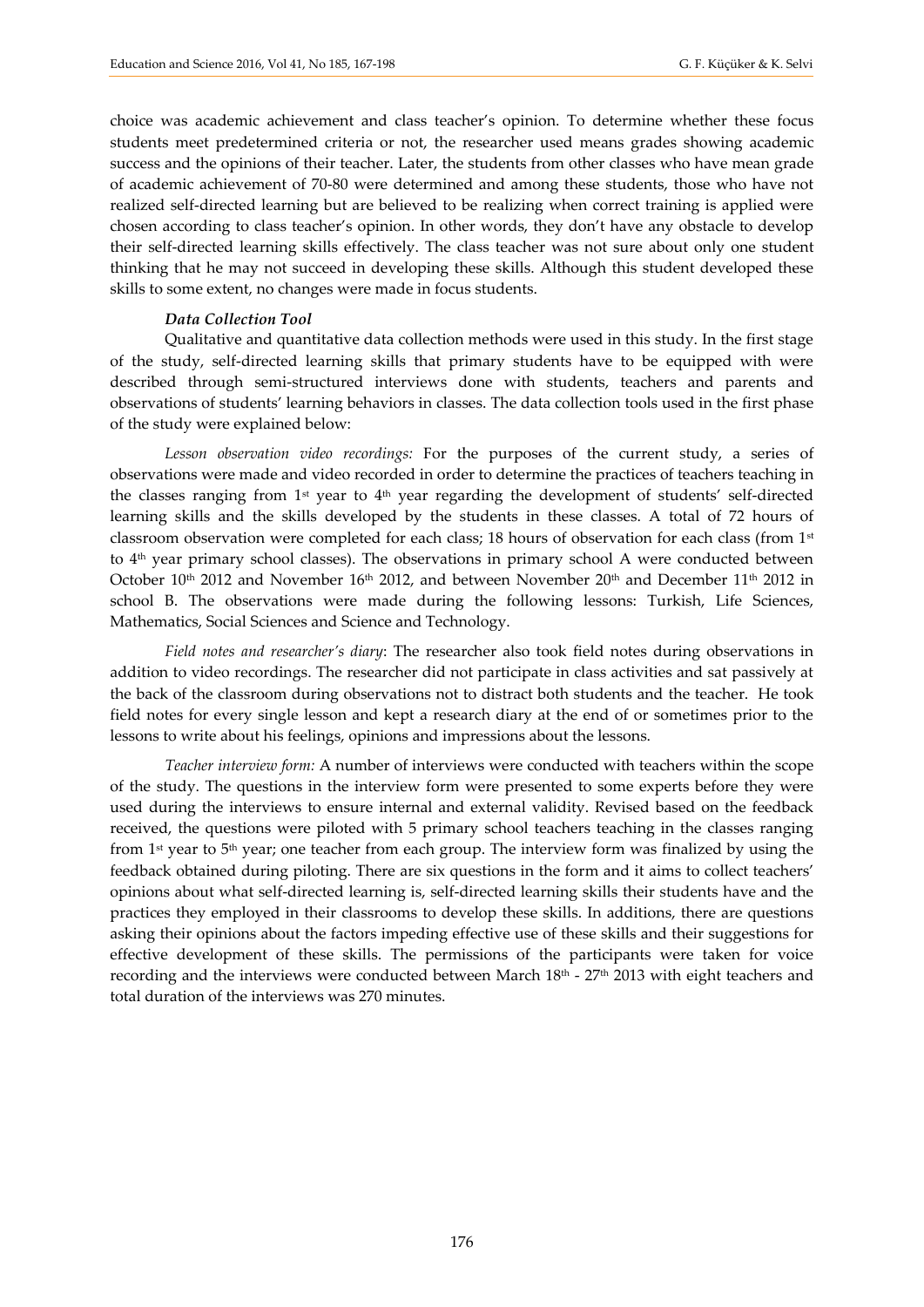choice was academic achievement and class teacher's opinion. To determine whether these focus students meet predetermined criteria or not, the researcher used means grades showing academic success and the opinions of their teacher. Later, the students from other classes who have mean grade of academic achievement of 70-80 were determined and among these students, those who have not realized self-directed learning but are believed to be realizing when correct training is applied were chosen according to class teacher's opinion. In other words, they don't have any obstacle to develop their self-directed learning skills effectively. The class teacher was not sure about only one student thinking that he may not succeed in developing these skills. Although this student developed these skills to some extent, no changes were made in focus students.

#### *Data Collection Tool*

Qualitative and quantitative data collection methods were used in this study. In the first stage of the study, self-directed learning skills that primary students have to be equipped with were described through semi-structured interviews done with students, teachers and parents and observations of students' learning behaviors in classes. The data collection tools used in the first phase of the study were explained below:

*Lesson observation video recordings:* For the purposes of the current study, a series of observations were made and video recorded in order to determine the practices of teachers teaching in the classes ranging from 1st year to 4th year regarding the development of students' self-directed learning skills and the skills developed by the students in these classes. A total of 72 hours of classroom observation were completed for each class; 18 hours of observation for each class (from 1st to 4th year primary school classes). The observations in primary school A were conducted between October 10th 2012 and November 16th 2012, and between November 20th and December 11th 2012 in school B. The observations were made during the following lessons: Turkish, Life Sciences, Mathematics, Social Sciences and Science and Technology.

*Field notes and researcher's diary*: The researcher also took field notes during observations in addition to video recordings. The researcher did not participate in class activities and sat passively at the back of the classroom during observations not to distract both students and the teacher. He took field notes for every single lesson and kept a research diary at the end of or sometimes prior to the lessons to write about his feelings, opinions and impressions about the lessons.

*Teacher interview form:* A number of interviews were conducted with teachers within the scope of the study. The questions in the interview form were presented to some experts before they were used during the interviews to ensure internal and external validity. Revised based on the feedback received, the questions were piloted with 5 primary school teachers teaching in the classes ranging from 1st year to 5th year; one teacher from each group. The interview form was finalized by using the feedback obtained during piloting. There are six questions in the form and it aims to collect teachers' opinions about what self-directed learning is, self-directed learning skills their students have and the practices they employed in their classrooms to develop these skills. In additions, there are questions asking their opinions about the factors impeding effective use of these skills and their suggestions for effective development of these skills. The permissions of the participants were taken for voice recording and the interviews were conducted between March 18th - 27th 2013 with eight teachers and total duration of the interviews was 270 minutes.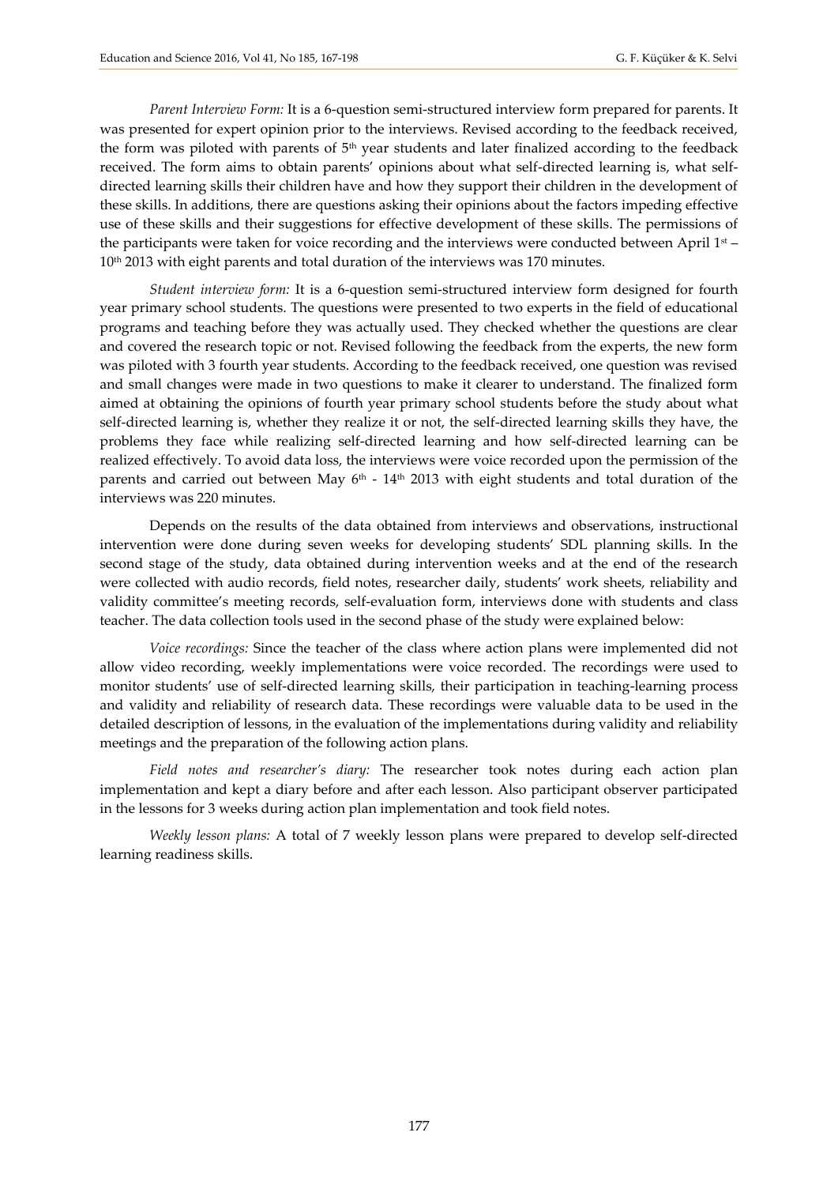*Parent Interview Form:* It is a 6-question semi-structured interview form prepared for parents. It was presented for expert opinion prior to the interviews. Revised according to the feedback received, the form was piloted with parents of 5th year students and later finalized according to the feedback received. The form aims to obtain parents' opinions about what self-directed learning is, what self-directed learning skills their children have and how they support their children in the development of these skills. In additions, there are questions asking their opinions about the factors impeding effective use of these skills and their suggestions for effective development of these skills. The permissions of the participants were taken for voice recording and the interviews were conducted between April 1st – 10th 2013 with eight parents and total duration of the interviews was 170 minutes.

*Student interview form:* It is a 6-question semi-structured interview form designed for fourth year primary school students. The questions were presented to two experts in the field of educational programs and teaching before they was actually used. They checked whether the questions are clear and covered the research topic or not. Revised following the feedback from the experts, the new form was piloted with 3 fourth year students. According to the feedback received, one question was revised and small changes were made in two questions to make it clearer to understand. The finalized form aimed at obtaining the opinions of fourth year primary school students before the study about what self-directed learning is, whether they realize it or not, the self-directed learning skills they have, the problems they face while realizing self-directed learning and how self-directed learning can be realized effectively. To avoid data loss, the interviews were voice recorded upon the permission of the parents and carried out between May 6th - 14th 2013 with eight students and total duration of the interviews was 220 minutes.

Depends on the results of the data obtained from interviews and observations, instructional intervention were done during seven weeks for developing students' SDL planning skills. In the second stage of the study, data obtained during intervention weeks and at the end of the research were collected with audio records, field notes, researcher daily, students' work sheets, reliability and validity committee's meeting records, self-evaluation form, interviews done with students and class teacher. The data collection tools used in the second phase of the study were explained below:

*Voice recordings:* Since the teacher of the class where action plans were implemented did not allow video recording, weekly implementations were voice recorded. The recordings were used to monitor students' use of self-directed learning skills, their participation in teaching-learning process and validity and reliability of research data. These recordings were valuable data to be used in the detailed description of lessons, in the evaluation of the implementations during validity and reliability meetings and the preparation of the following action plans.

*Field notes and researcher's diary:* The researcher took notes during each action plan implementation and kept a diary before and after each lesson. Also participant observer participated in the lessons for 3 weeks during action plan implementation and took field notes.

*Weekly lesson plans:* A total of 7 weekly lesson plans were prepared to develop self-directed learning readiness skills.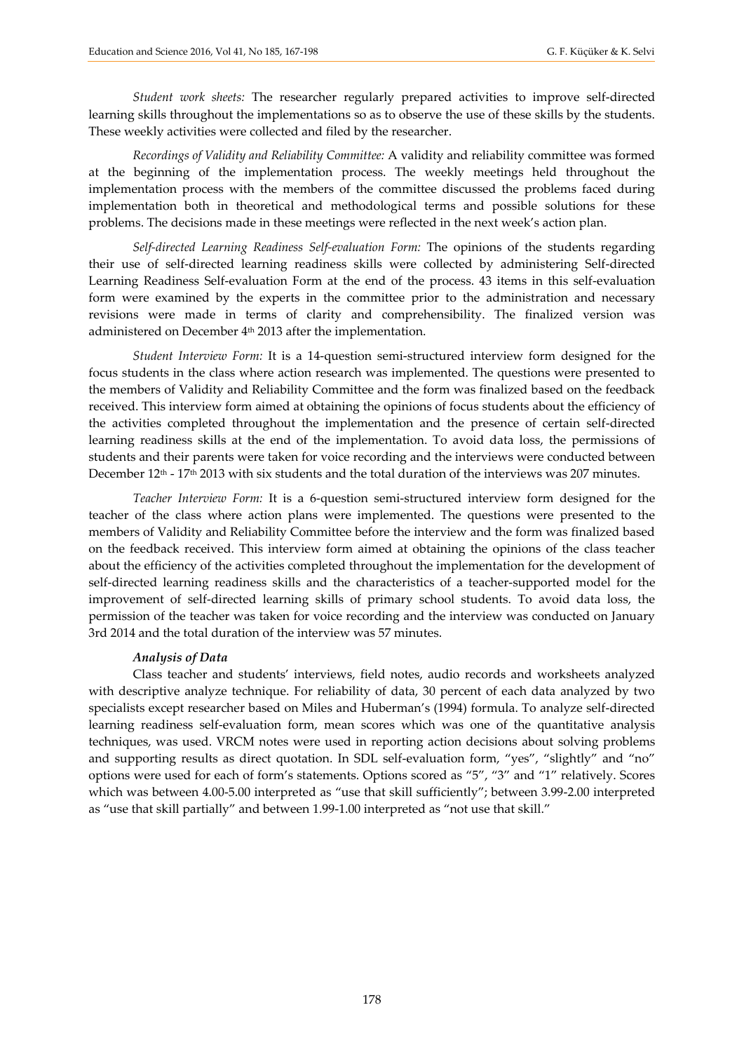*Student work sheets:* The researcher regularly prepared activities to improve self-directed learning skills throughout the implementations so as to observe the use of these skills by the students. These weekly activities were collected and filed by the researcher.

*Recordings of Validity and Reliability Committee:* A validity and reliability committee was formed at the beginning of the implementation process. The weekly meetings held throughout the implementation process with the members of the committee discussed the problems faced during implementation both in theoretical and methodological terms and possible solutions for these problems. The decisions made in these meetings were reflected in the next week's action plan.

*Self-directed Learning Readiness Self-evaluation Form:* The opinions of the students regarding their use of self-directed learning readiness skills were collected by administering Self-directed Learning Readiness Self-evaluation Form at the end of the process. 43 items in this self-evaluation form were examined by the experts in the committee prior to the administration and necessary revisions were made in terms of clarity and comprehensibility. The finalized version was administered on December 4th 2013 after the implementation.

*Student Interview Form:* It is a 14-question semi-structured interview form designed for the focus students in the class where action research was implemented. The questions were presented to the members of Validity and Reliability Committee and the form was finalized based on the feedback received. This interview form aimed at obtaining the opinions of focus students about the efficiency of the activities completed throughout the implementation and the presence of certain self-directed learning readiness skills at the end of the implementation. To avoid data loss, the permissions of students and their parents were taken for voice recording and the interviews were conducted between December 12th - 17th 2013 with six students and the total duration of the interviews was 207 minutes.

*Teacher Interview Form:* It is a 6-question semi-structured interview form designed for the teacher of the class where action plans were implemented. The questions were presented to the members of Validity and Reliability Committee before the interview and the form was finalized based on the feedback received. This interview form aimed at obtaining the opinions of the class teacher about the efficiency of the activities completed throughout the implementation for the development of self-directed learning readiness skills and the characteristics of a teacher-supported model for the improvement of self-directed learning skills of primary school students. To avoid data loss, the permission of the teacher was taken for voice recording and the interview was conducted on January 3rd 2014 and the total duration of the interview was 57 minutes.

***Analysis of Data***

Class teacher and students' interviews, field notes, audio records and worksheets analyzed with descriptive analyze technique. For reliability of data, 30 percent of each data analyzed by two specialists except researcher based on Miles and Huberman's (1994) formula. To analyze self-directed learning readiness self-evaluation form, mean scores which was one of the quantitative analysis techniques, was used. VRCM notes were used in reporting action decisions about solving problems and supporting results as direct quotation. In SDL self-evaluation form, "yes", "slightly" and "no" options were used for each of form's statements. Options scored as "5", "3" and "1" relatively. Scores which was between 4.00-5.00 interpreted as "use that skill sufficiently"; between 3.99-2.00 interpreted as "use that skill partially" and between 1.99-1.00 interpreted as "not use that skill."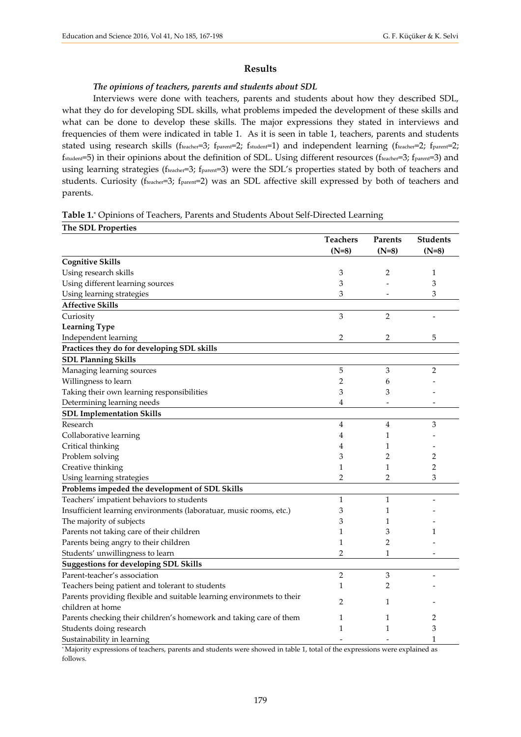## Results

### *The opinions of teachers, parents and students about SDL*

Interviews were done with teachers, parents and students about how they described SDL, what they do for developing SDL skills, what problems impeded the development of these skills and what can be done to develop these skills. The major expressions they stated in interviews and frequencies of them were indicated in table 1. As it is seen in table 1, teachers, parents and students stated using research skills ($f_{teacher}$=3; $f_{parent}$=2; $f_{student}$=1) and independent learning ($f_{teacher}$=2; $f_{parent}$=2; $f_{student}$=5) in their opinions about the definition of SDL. Using different resources ($f_{teacher}$=3; $f_{parent}$=3) and using learning strategies ($f_{teacher}$=3; $f_{parent}$=3) were the SDL's properties stated by both of teachers and students. Curiosity ($f_{teacher}$=3; $f_{parent}$=2) was an SDL affective skill expressed by both of teachers and parents.

**Table 1.*** Opinions of Teachers, Parents and Students About Self-Directed Learning

| **The SDL Properties** | **Teachers (N=8)** | **Parents (N=8)** | **Students (N=8)** |
|---|---|---|---|
| **Cognitive Skills** | | | |
| Using research skills | 3 | 2 | 1 |
| Using different learning sources | 3 | - | 3 |
| Using learning strategies | 3 | - | 3 |
| **Affective Skills** | | | |
| Curiosity | 3 | 2 | - |
| **Learning Type** | | | |
| Independent learning | 2 | 2 | 5 |
| **Practices they do for developing SDL skills** | | | |
| **SDL Planning Skills** | | | |
| Managing learning sources | 5 | 3 | 2 |
| Willingness to learn | 2 | 6 | - |
| Taking their own learning responsibilities | 3 | 3 | - |
| Determining learning needs | 4 | - | - |
| **SDL Implementation Skills** | | | |
| Research | 4 | 4 | 3 |
| Collaborative learning | 4 | 1 | - |
| Critical thinking | 4 | 1 | - |
| Problem solving | 3 | 2 | 2 |
| Creative thinking | 1 | 1 | 2 |
| Using learning strategies | 2 | 2 | 3 |
| **Problems impeded the development of SDL Skills** | | | |
| Teachers' impatient behaviors to students | 1 | 1 | - |
| Insufficient learning environments (laboratuar, music rooms, etc.) | 3 | 1 | - |
| The majority of subjects | 3 | 1 | - |
| Parents not taking care of their children | 1 | 3 | 1 |
| Parents being angry to their children | 1 | 2 | - |
| Students' unwillingness to learn | 2 | 1 | - |
| **Suggestions for developing SDL Skills** | | | |
| Parent-teacher's association | 2 | 3 | - |
| Teachers being patient and tolerant to students | 1 | 2 | - |
| Parents providing flexible and suitable learning environmets to their children at home | 2 | 1 | - |
| Parents checking their children's homework and taking care of them | 1 | 1 | 2 |
| Students doing research | 1 | 1 | 3 |
| Sustainability in learning | - | - | 1 |

*Majority expressions of teachers, parents and students were showed in table 1, total of the expressions were explained as follows.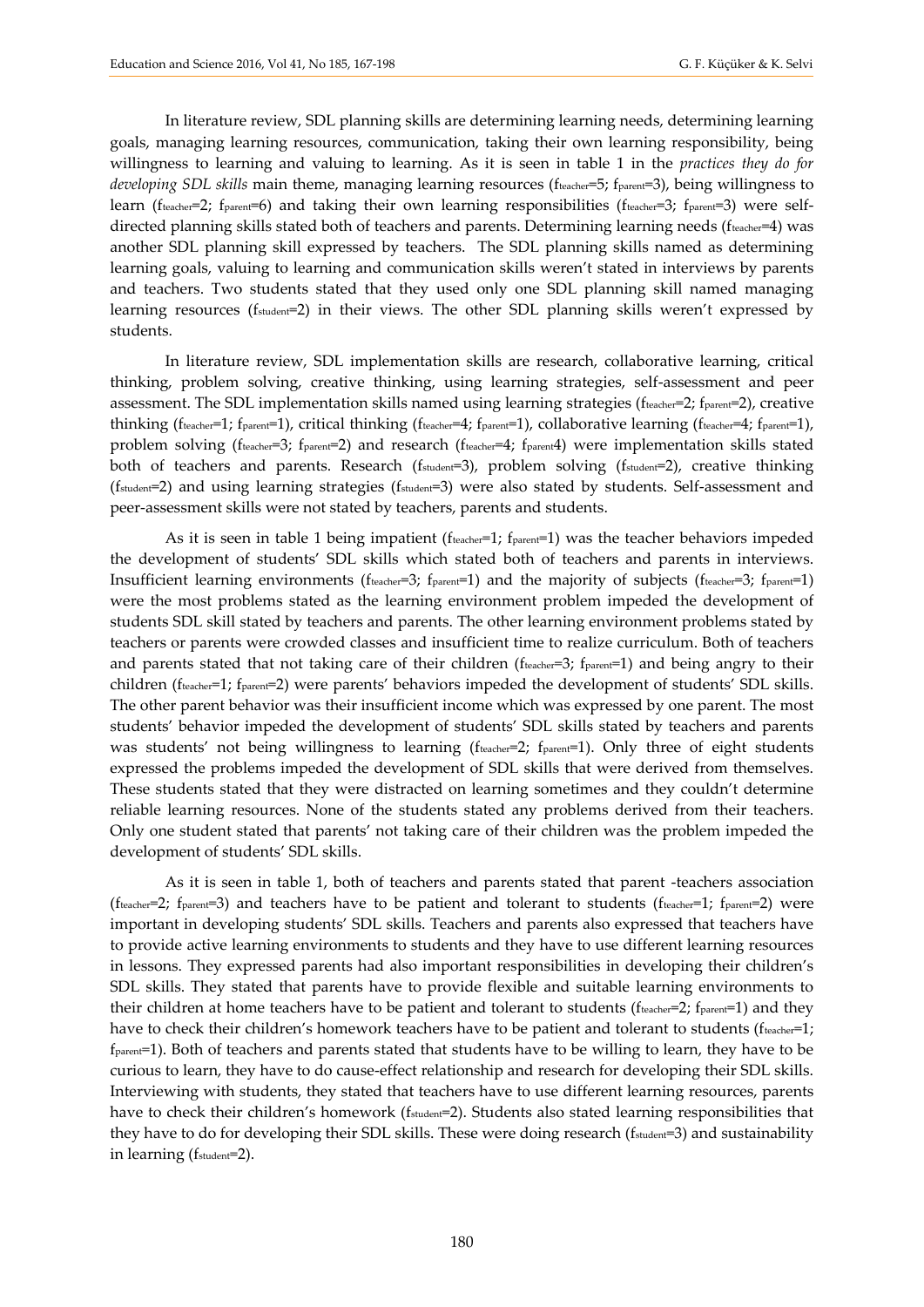In literature review, SDL planning skills are determining learning needs, determining learning goals, managing learning resources, communication, taking their own learning responsibility, being willingness to learning and valuing to learning. As it is seen in table 1 in the *practices they do for developing SDL skills* main theme, managing learning resources ($f_{teacher}$=5; $f_{parent}$=3), being willingness to learn ($f_{teacher}$=2; $f_{parent}$=6) and taking their own learning responsibilities ($f_{teacher}$=3; $f_{parent}$=3) were self-directed planning skills stated both of teachers and parents. Determining learning needs ($f_{teacher}$=4) was another SDL planning skill expressed by teachers. The SDL planning skills named as determining learning goals, valuing to learning and communication skills weren't stated in interviews by parents and teachers. Two students stated that they used only one SDL planning skill named managing learning resources ($f_{student}$=2) in their views. The other SDL planning skills weren't expressed by students.

In literature review, SDL implementation skills are research, collaborative learning, critical thinking, problem solving, creative thinking, using learning strategies, self-assessment and peer assessment. The SDL implementation skills named using learning strategies ($f_{teacher}$=2; $f_{parent}$=2), creative thinking ($f_{teacher}$=1; $f_{parent}$=1), critical thinking ($f_{teacher}$=4; $f_{parent}$=1), collaborative learning ($f_{teacher}$=4; $f_{parent}$=1), problem solving ($f_{teacher}$=3; $f_{parent}$=2) and research ($f_{teacher}$=4; $f_{parent}$4) were implementation skills stated both of teachers and parents. Research ($f_{student}$=3), problem solving ($f_{student}$=2), creative thinking ($f_{student}$=2) and using learning strategies ($f_{student}$=3) were also stated by students. Self-assessment and peer-assessment skills were not stated by teachers, parents and students.

As it is seen in table 1 being impatient ($f_{teacher}$=1; $f_{parent}$=1) was the teacher behaviors impeded the development of students' SDL skills which stated both of teachers and parents in interviews. Insufficient learning environments ($f_{teacher}$=3; $f_{parent}$=1) and the majority of subjects ($f_{teacher}$=3; $f_{parent}$=1) were the most problems stated as the learning environment problem impeded the development of students SDL skill stated by teachers and parents. The other learning environment problems stated by teachers or parents were crowded classes and insufficient time to realize curriculum. Both of teachers and parents stated that not taking care of their children ($f_{teacher}$=3; $f_{parent}$=1) and being angry to their children ($f_{teacher}$=1; $f_{parent}$=2) were parents' behaviors impeded the development of students' SDL skills. The other parent behavior was their insufficient income which was expressed by one parent. The most students' behavior impeded the development of students' SDL skills stated by teachers and parents was students' not being willingness to learning ($f_{teacher}$=2; $f_{parent}$=1). Only three of eight students expressed the problems impeded the development of SDL skills that were derived from themselves. These students stated that they were distracted on learning sometimes and they couldn't determine reliable learning resources. None of the students stated any problems derived from their teachers. Only one student stated that parents' not taking care of their children was the problem impeded the development of students' SDL skills.

As it is seen in table 1, both of teachers and parents stated that parent -teachers association ($f_{teacher}$=2; $f_{parent}$=3) and teachers have to be patient and tolerant to students ($f_{teacher}$=1; $f_{parent}$=2) were important in developing students' SDL skills. Teachers and parents also expressed that teachers have to provide active learning environments to students and they have to use different learning resources in lessons. They expressed parents had also important responsibilities in developing their children's SDL skills. They stated that parents have to provide flexible and suitable learning environments to their children at home teachers have to be patient and tolerant to students ($f_{teacher}$=2; $f_{parent}$=1) and they have to check their children's homework teachers have to be patient and tolerant to students ($f_{teacher}$=1; $f_{parent}$=1). Both of teachers and parents stated that students have to be willing to learn, they have to be curious to learn, they have to do cause-effect relationship and research for developing their SDL skills. Interviewing with students, they stated that teachers have to use different learning resources, parents have to check their children's homework ($f_{student}$=2). Students also stated learning responsibilities that they have to do for developing their SDL skills. These were doing research ($f_{student}$=3) and sustainability in learning ($f_{student}$=2).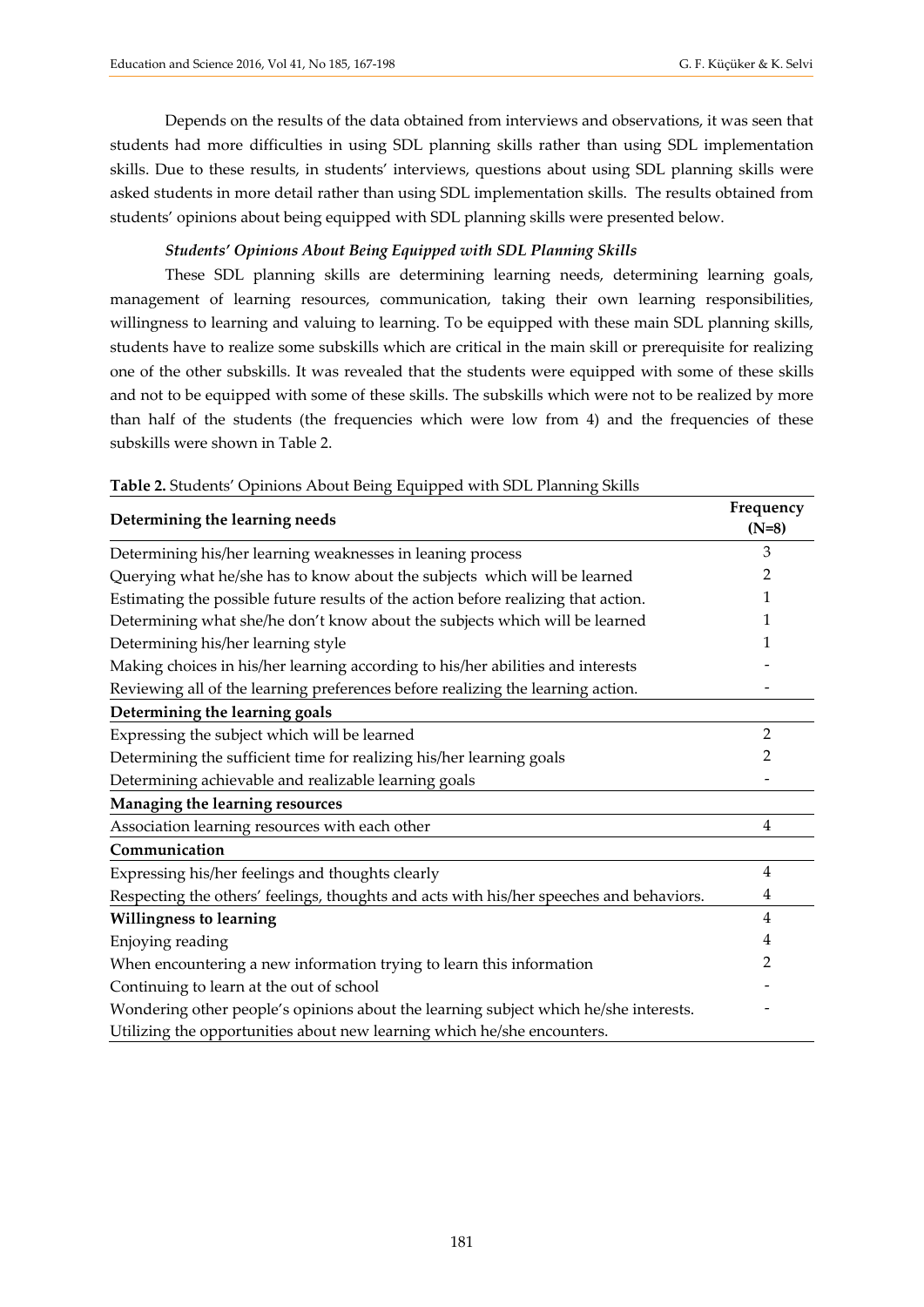Depends on the results of the data obtained from interviews and observations, it was seen that students had more difficulties in using SDL planning skills rather than using SDL implementation skills. Due to these results, in students' interviews, questions about using SDL planning skills were asked students in more detail rather than using SDL implementation skills. The results obtained from students' opinions about being equipped with SDL planning skills were presented below.

***Students' Opinions About Being Equipped with SDL Planning Skills***

These SDL planning skills are determining learning needs, determining learning goals, management of learning resources, communication, taking their own learning responsibilities, willingness to learning and valuing to learning. To be equipped with these main SDL planning skills, students have to realize some subskills which are critical in the main skill or prerequisite for realizing one of the other subskills. It was revealed that the students were equipped with some of these skills and not to be equipped with some of these skills. The subskills which were not to be realized by more than half of the students (the frequencies which were low from 4) and the frequencies of these subskills were shown in Table 2.

**Table 2.** Students' Opinions About Being Equipped with SDL Planning Skills

| **Determining the learning needs** | **Frequency (N=8)** |
|---|---|
| Determining his/her learning weaknesses in leaning process | 3 |
| Querying what he/she has to know about the subjects which will be learned | 2 |
| Estimating the possible future results of the action before realizing that action. | 1 |
| Determining what she/he don't know about the subjects which will be learned | 1 |
| Determining his/her learning style | 1 |
| Making choices in his/her learning according to his/her abilities and interests | - |
| Reviewing all of the learning preferences before realizing the learning action. | - |
| **Determining the learning goals** | |
| Expressing the subject which will be learned | 2 |
| Determining the sufficient time for realizing his/her learning goals | 2 |
| Determining achievable and realizable learning goals | - |
| **Managing the learning resources** | |
| Association learning resources with each other | 4 |
| **Communication** | |
| Expressing his/her feelings and thoughts clearly | 4 |
| Respecting the others' feelings, thoughts and acts with his/her speeches and behaviors. | 4 |
| **Willingness to learning** | 4 |
| Enjoying reading | 4 |
| When encountering a new information trying to learn this information | 2 |
| Continuing to learn at the out of school | - |
| Wondering other people's opinions about the learning subject which he/she interests. | - |
| Utilizing the opportunities about new learning which he/she encounters. | |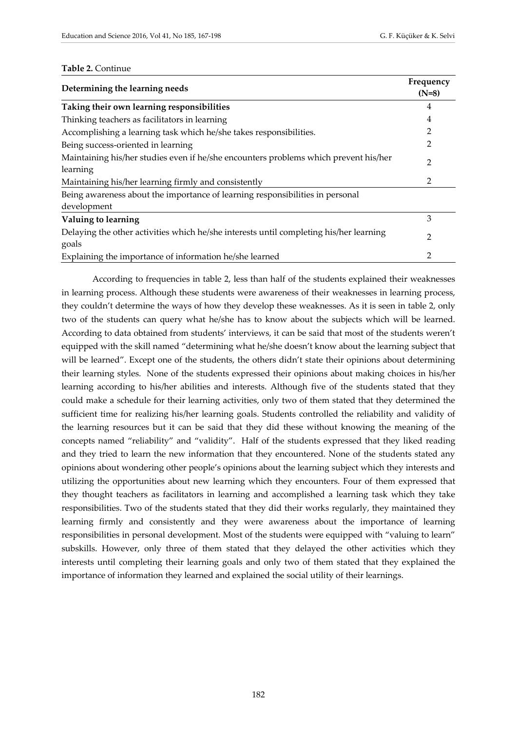**Table 2.** Continue

| Determining the learning needs | Frequency (N=8) |
|---|---|
| **Taking their own learning responsibilities** | 4 |
| Thinking teachers as facilitators in learning | 4 |
| Accomplishing a learning task which he/she takes responsibilities. | 2 |
| Being success-oriented in learning | 2 |
| Maintaining his/her studies even if he/she encounters problems which prevent his/her learning | 2 |
| Maintaining his/her learning firmly and consistently | 2 |
| Being awareness about the importance of learning responsibilities in personal development | |
| **Valuing to learning** | 3 |
| Delaying the other activities which he/she interests until completing his/her learning goals | 2 |
| Explaining the importance of information he/she learned | 2 |

According to frequencies in table 2, less than half of the students explained their weaknesses in learning process. Although these students were awareness of their weaknesses in learning process, they couldn't determine the ways of how they develop these weaknesses. As it is seen in table 2, only two of the students can query what he/she has to know about the subjects which will be learned. According to data obtained from students' interviews, it can be said that most of the students weren't equipped with the skill named "determining what he/she doesn't know about the learning subject that will be learned". Except one of the students, the others didn't state their opinions about determining their learning styles. None of the students expressed their opinions about making choices in his/her learning according to his/her abilities and interests. Although five of the students stated that they could make a schedule for their learning activities, only two of them stated that they determined the sufficient time for realizing his/her learning goals. Students controlled the reliability and validity of the learning resources but it can be said that they did these without knowing the meaning of the concepts named "reliability" and "validity". Half of the students expressed that they liked reading and they tried to learn the new information that they encountered. None of the students stated any opinions about wondering other people's opinions about the learning subject which they interests and utilizing the opportunities about new learning which they encounters. Four of them expressed that they thought teachers as facilitators in learning and accomplished a learning task which they take responsibilities. Two of the students stated that they did their works regularly, they maintained they learning firmly and consistently and they were awareness about the importance of learning responsibilities in personal development. Most of the students were equipped with "valuing to learn" subskills. However, only three of them stated that they delayed the other activities which they interests until completing their learning goals and only two of them stated that they explained the importance of information they learned and explained the social utility of their learnings.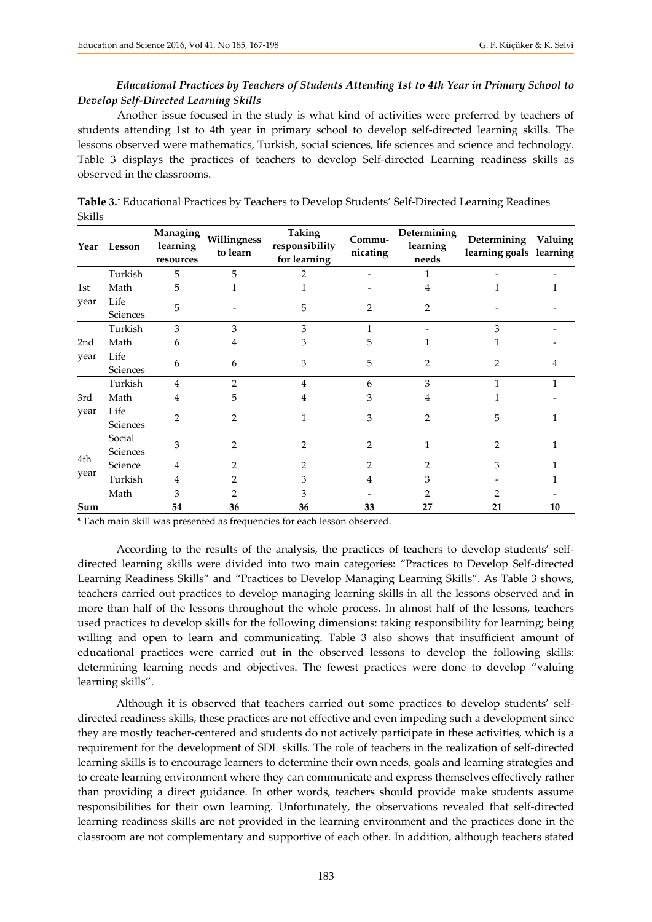***Educational Practices by Teachers of Students Attending 1st to 4th Year in Primary School to Develop Self-Directed Learning Skills***

Another issue focused in the study is what kind of activities were preferred by teachers of students attending 1st to 4th year in primary school to develop self-directed learning skills. The lessons observed were mathematics, Turkish, social sciences, life sciences and science and technology. Table 3 displays the practices of teachers to develop Self-directed Learning readiness skills as observed in the classrooms.

**Table 3.*** Educational Practices by Teachers to Develop Students' Self-Directed Learning Readines Skills

| Year | Lesson | Managing learning resources | Willingness to learn | Taking responsibility for learning | Commu-nicating | Determining learning needs | Determining learning goals | Valuing learning |
|---|---|---|---|---|---|---|---|---|
| 1st year | Turkish | 5 | 5 | 2 | - | 1 | - | - |
| | Math | 5 | 1 | 1 | - | 4 | 1 | 1 |
| | Life Sciences | 5 | - | 5 | 2 | 2 | - | - |
| 2nd year | Turkish | 3 | 3 | 3 | 1 | - | 3 | - |
| | Math | 6 | 4 | 3 | 5 | 1 | 1 | - |
| | Life Sciences | 6 | 6 | 3 | 5 | 2 | 2 | 4 |
| 3rd year | Turkish | 4 | 2 | 4 | 6 | 3 | 1 | 1 |
| | Math | 4 | 5 | 4 | 3 | 4 | 1 | - |
| | Life Sciences | 2 | 2 | 1 | 3 | 2 | 5 | 1 |
| 4th year | Social Sciences | 3 | 2 | 2 | 2 | 1 | 2 | 1 |
| | Science | 4 | 2 | 2 | 2 | 2 | 3 | 1 |
| | Turkish | 4 | 2 | 3 | 4 | 3 | - | 1 |
| | Math | 3 | 2 | 3 | - | 2 | 2 | - |
| **Sum** | | **54** | **36** | **36** | **33** | **27** | **21** | **10** |

* Each main skill was presented as frequencies for each lesson observed.

According to the results of the analysis, the practices of teachers to develop students' self-directed learning skills were divided into two main categories: "Practices to Develop Self-directed Learning Readiness Skills" and "Practices to Develop Managing Learning Skills". As Table 3 shows, teachers carried out practices to develop managing learning skills in all the lessons observed and in more than half of the lessons throughout the whole process. In almost half of the lessons, teachers used practices to develop skills for the following dimensions: taking responsibility for learning; being willing and open to learn and communicating. Table 3 also shows that insufficient amount of educational practices were carried out in the observed lessons to develop the following skills: determining learning needs and objectives. The fewest practices were done to develop "valuing learning skills".

Although it is observed that teachers carried out some practices to develop students' self-directed readiness skills, these practices are not effective and even impeding such a development since they are mostly teacher-centered and students do not actively participate in these activities, which is a requirement for the development of SDL skills. The role of teachers in the realization of self-directed learning skills is to encourage learners to determine their own needs, goals and learning strategies and to create learning environment where they can communicate and express themselves effectively rather than providing a direct guidance. In other words, teachers should provide make students assume responsibilities for their own learning. Unfortunately, the observations revealed that self-directed learning readiness skills are not provided in the learning environment and the practices done in the classroom are not complementary and supportive of each other. In addition, although teachers stated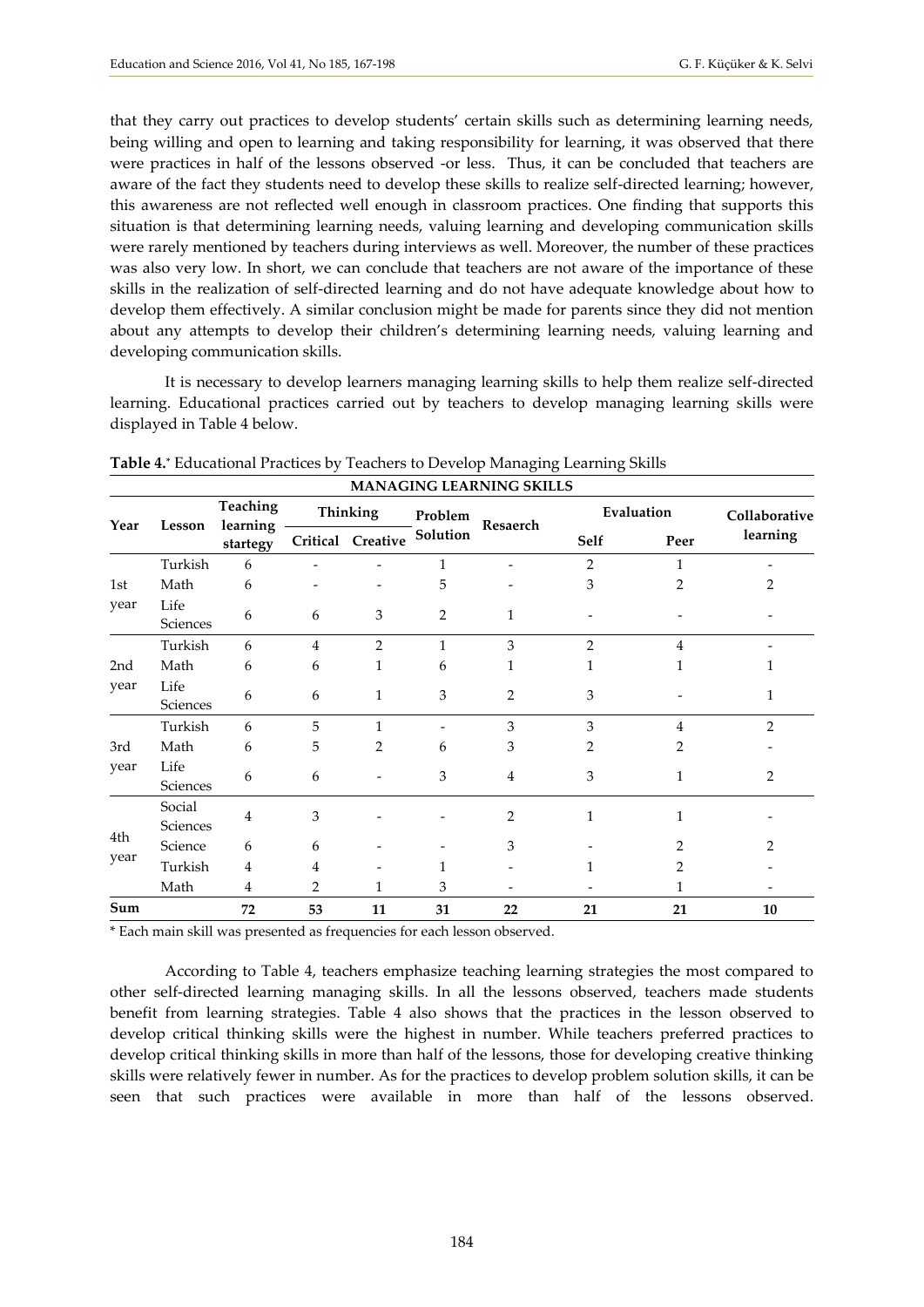that they carry out practices to develop students' certain skills such as determining learning needs, being willing and open to learning and taking responsibility for learning, it was observed that there were practices in half of the lessons observed -or less. Thus, it can be concluded that teachers are aware of the fact they students need to develop these skills to realize self-directed learning; however, this awareness are not reflected well enough in classroom practices. One finding that supports this situation is that determining learning needs, valuing learning and developing communication skills were rarely mentioned by teachers during interviews as well. Moreover, the number of these practices was also very low. In short, we can conclude that teachers are not aware of the importance of these skills in the realization of self-directed learning and do not have adequate knowledge about how to develop them effectively. A similar conclusion might be made for parents since they did not mention about any attempts to develop their children's determining learning needs, valuing learning and developing communication skills.

It is necessary to develop learners managing learning skills to help them realize self-directed learning. Educational practices carried out by teachers to develop managing learning skills were displayed in Table 4 below.

**Table 4.*** Educational Practices by Teachers to Develop Managing Learning Skills

| MANAGING LEARNING SKILLS | | | | | | | | | |
|---|---|---|---|---|---|---|---|---|---|
| Year | Lesson | Teaching learning startegy | Thinking | | Problem Solution | Resaerch | Evaluation | | Collaborative learning |
| | | | Critical | Creative | | | Self | Peer | |
| 1st year | Turkish | 6 | - | - | 1 | - | 2 | 1 | - |
| | Math | 6 | - | - | 5 | - | 3 | 2 | 2 |
| | Life Sciences | 6 | 6 | 3 | 2 | 1 | - | - | - |
| 2nd year | Turkish | 6 | 4 | 2 | 1 | 3 | 2 | 4 | - |
| | Math | 6 | 6 | 1 | 6 | 1 | 1 | 1 | 1 |
| | Life Sciences | 6 | 6 | 1 | 3 | 2 | 3 | - | 1 |
| 3rd year | Turkish | 6 | 5 | 1 | - | 3 | 3 | 4 | 2 |
| | Math | 6 | 5 | 2 | 6 | 3 | 2 | 2 | - |
| | Life Sciences | 6 | 6 | - | 3 | 4 | 3 | 1 | 2 |
| 4th year | Social Sciences | 4 | 3 | - | - | 2 | 1 | 1 | - |
| | Science | 6 | 6 | - | - | 3 | - | 2 | 2 |
| | Turkish | 4 | 4 | - | 1 | - | 1 | 2 | - |
| | Math | 4 | 2 | 1 | 3 | - | - | 1 | - |
| **Sum** | | **72** | **53** | **11** | **31** | **22** | **21** | **21** | **10** |

* Each main skill was presented as frequencies for each lesson observed.

According to Table 4, teachers emphasize teaching learning strategies the most compared to other self-directed learning managing skills. In all the lessons observed, teachers made students benefit from learning strategies. Table 4 also shows that the practices in the lesson observed to develop critical thinking skills were the highest in number. While teachers preferred practices to develop critical thinking skills in more than half of the lessons, those for developing creative thinking skills were relatively fewer in number. As for the practices to develop problem solution skills, it can be seen that such practices were available in more than half of the lessons observed.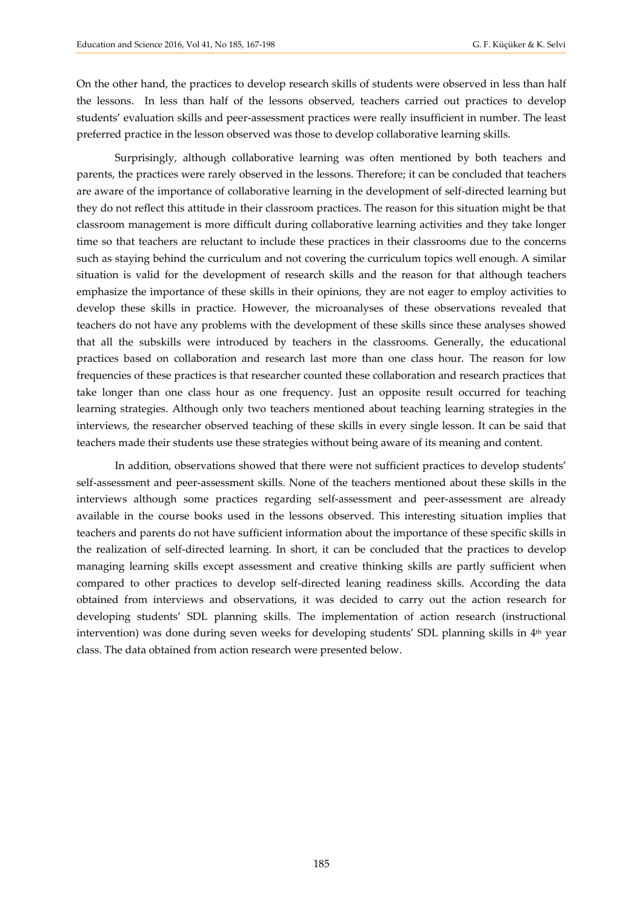On the other hand, the practices to develop research skills of students were observed in less than half the lessons. In less than half of the lessons observed, teachers carried out practices to develop students' evaluation skills and peer-assessment practices were really insufficient in number. The least preferred practice in the lesson observed was those to develop collaborative learning skills.

Surprisingly, although collaborative learning was often mentioned by both teachers and parents, the practices were rarely observed in the lessons. Therefore; it can be concluded that teachers are aware of the importance of collaborative learning in the development of self-directed learning but they do not reflect this attitude in their classroom practices. The reason for this situation might be that classroom management is more difficult during collaborative learning activities and they take longer time so that teachers are reluctant to include these practices in their classrooms due to the concerns such as staying behind the curriculum and not covering the curriculum topics well enough. A similar situation is valid for the development of research skills and the reason for that although teachers emphasize the importance of these skills in their opinions, they are not eager to employ activities to develop these skills in practice. However, the microanalyses of these observations revealed that teachers do not have any problems with the development of these skills since these analyses showed that all the subskills were introduced by teachers in the classrooms. Generally, the educational practices based on collaboration and research last more than one class hour. The reason for low frequencies of these practices is that researcher counted these collaboration and research practices that take longer than one class hour as one frequency. Just an opposite result occurred for teaching learning strategies. Although only two teachers mentioned about teaching learning strategies in the interviews, the researcher observed teaching of these skills in every single lesson. It can be said that teachers made their students use these strategies without being aware of its meaning and content.

In addition, observations showed that there were not sufficient practices to develop students' self-assessment and peer-assessment skills. None of the teachers mentioned about these skills in the interviews although some practices regarding self-assessment and peer-assessment are already available in the course books used in the lessons observed. This interesting situation implies that teachers and parents do not have sufficient information about the importance of these specific skills in the realization of self-directed learning. In short, it can be concluded that the practices to develop managing learning skills except assessment and creative thinking skills are partly sufficient when compared to other practices to develop self-directed leaning readiness skills. According the data obtained from interviews and observations, it was decided to carry out the action research for developing students' SDL planning skills. The implementation of action research (instructional intervention) was done during seven weeks for developing students' SDL planning skills in 4th year class. The data obtained from action research were presented below.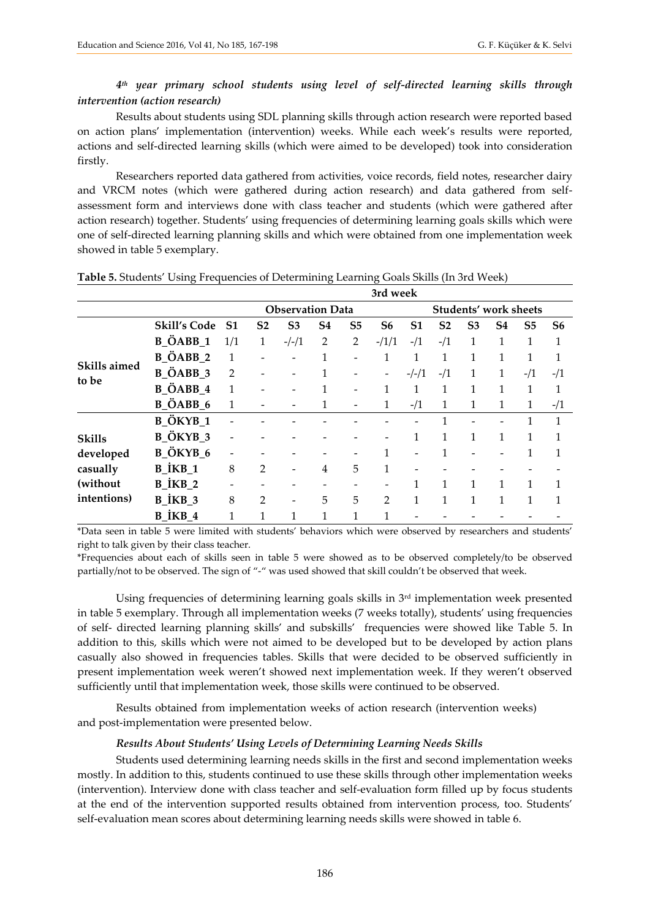### *4th year primary school students using level of self-directed learning skills through intervention (action research)*

Results about students using SDL planning skills through action research were reported based on action plans' implementation (intervention) weeks. While each week's results were reported, actions and self-directed learning skills (which were aimed to be developed) took into consideration firstly.

Researchers reported data gathered from activities, voice records, field notes, researcher dairy and VRCM notes (which were gathered during action research) and data gathered from self-assessment form and interviews done with class teacher and students (which were gathered after action research) together. Students' using frequencies of determining learning goals skills which were one of self-directed learning planning skills and which were obtained from one implementation week showed in table 5 exemplary.

**Table 5.** Students' Using Frequencies of Determining Learning Goals Skills (In 3rd Week)

| | | 3rd week | | | | | | | | | | | |
|---|---|---|---|---|---|---|---|---|---|---|---|---|---|
| | | Observation Data | | | | | | Students' work sheets | | | | | |
| | **Skill's Code** | **S1** | **S2** | **S3** | **S4** | **S5** | **S6** | **S1** | **S2** | **S3** | **S4** | **S5** | **S6** |
| **Skills aimed to be** | B_ÖABB_1 | 1/1 | 1 | -/-/1 | 2 | 2 | -/1/1 | -/1 | -/1 | 1 | 1 | 1 | 1 |
| | B_ÖABB_2 | 1 | - | - | 1 | - | 1 | 1 | 1 | 1 | 1 | 1 | 1 |
| | B_ÖABB_3 | 2 | - | - | 1 | - | - | -/-/1 | -/1 | 1 | 1 | -/1 | -/1 |
| | B_ÖABB_4 | 1 | - | - | 1 | - | 1 | 1 | 1 | 1 | 1 | 1 | 1 |
| | B_ÖABB_6 | 1 | - | - | 1 | - | 1 | -/1 | 1 | 1 | 1 | 1 | -/1 |
| **Skills developed casually (without intentions)** | B_ÖKYB_1 | - | - | - | - | - | - | - | 1 | - | - | 1 | 1 |
| | B_ÖKYB_3 | - | - | - | - | - | - | 1 | 1 | 1 | 1 | 1 | 1 |
| | B_ÖKYB_6 | - | - | - | - | - | 1 | - | 1 | - | - | 1 | 1 |
| | B_İKB_1 | 8 | 2 | - | 4 | 5 | 1 | - | - | - | - | - | - |
| | B_İKB_2 | - | - | - | - | - | - | 1 | 1 | 1 | 1 | 1 | 1 |
| | B_İKB_3 | 8 | 2 | - | 5 | 5 | 2 | 1 | 1 | 1 | 1 | 1 | 1 |
| | B_İKB_4 | 1 | 1 | 1 | 1 | 1 | 1 | - | - | - | - | - | - |

*Data seen in table 5 were limited with students' behaviors which were observed by researchers and students' right to talk given by their class teacher.

*Frequencies about each of skills seen in table 5 were showed as to be observed completely/to be observed partially/not to be observed. The sign of "-" was used showed that skill couldn't be observed that week.

Using frequencies of determining learning goals skills in 3rd implementation week presented in table 5 exemplary. Through all implementation weeks (7 weeks totally), students' using frequencies of self- directed learning planning skills' and subskills' frequencies were showed like Table 5. In addition to this, skills which were not aimed to be developed but to be developed by action plans casually also showed in frequencies tables. Skills that were decided to be observed sufficiently in present implementation week weren't showed next implementation week. If they weren't observed sufficiently until that implementation week, those skills were continued to be observed.

Results obtained from implementation weeks of action research (intervention weeks) and post-implementation were presented below.

#### *Results About Students' Using Levels of Determining Learning Needs Skills*

Students used determining learning needs skills in the first and second implementation weeks mostly. In addition to this, students continued to use these skills through other implementation weeks (intervention). Interview done with class teacher and self-evaluation form filled up by focus students at the end of the intervention supported results obtained from intervention process, too. Students' self-evaluation mean scores about determining learning needs skills were showed in table 6.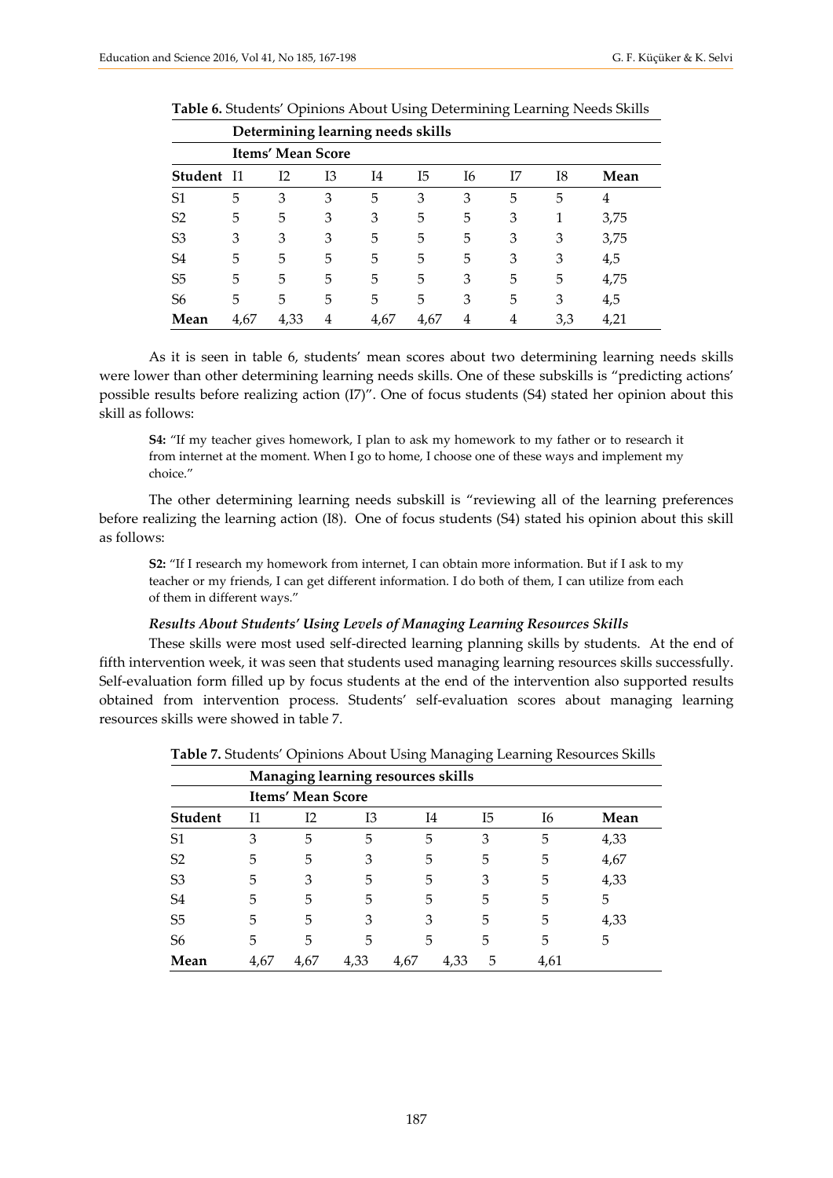**Table 6.** Students' Opinions About Using Determining Learning Needs Skills

| | Determining learning needs skills | | | | | | | | |
|---|---|---|---|---|---|---|---|---|---|
| | Items' Mean Score | | | | | | | | |
| **Student** | I1 | I2 | I3 | I4 | I5 | I6 | I7 | I8 | **Mean** |
| S1 | 5 | 3 | 3 | 5 | 3 | 3 | 5 | 5 | 4 |
| S2 | 5 | 5 | 3 | 3 | 5 | 5 | 3 | 1 | 3,75 |
| S3 | 3 | 3 | 3 | 5 | 5 | 5 | 3 | 3 | 3,75 |
| S4 | 5 | 5 | 5 | 5 | 5 | 5 | 3 | 3 | 4,5 |
| S5 | 5 | 5 | 5 | 5 | 5 | 3 | 5 | 5 | 4,75 |
| S6 | 5 | 5 | 5 | 5 | 5 | 3 | 5 | 3 | 4,5 |
| **Mean** | 4,67 | 4,33 | 4 | 4,67 | 4,67 | 4 | 4 | 3,3 | 4,21 |

As it is seen in table 6, students' mean scores about two determining learning needs skills were lower than other determining learning needs skills. One of these subskills is "predicting actions' possible results before realizing action (I7)". One of focus students (S4) stated her opinion about this skill as follows:

> **S4:** "If my teacher gives homework, I plan to ask my homework to my father or to research it from internet at the moment. When I go to home, I choose one of these ways and implement my choice."

The other determining learning needs subskill is "reviewing all of the learning preferences before realizing the learning action (I8). One of focus students (S4) stated his opinion about this skill as follows:

> **S2:** "If I research my homework from internet, I can obtain more information. But if I ask to my teacher or my friends, I can get different information. I do both of them, I can utilize from each of them in different ways."

#### *Results About Students' Using Levels of Managing Learning Resources Skills*

These skills were most used self-directed learning planning skills by students. At the end of fifth intervention week, it was seen that students used managing learning resources skills successfully. Self-evaluation form filled up by focus students at the end of the intervention also supported results obtained from intervention process. Students' self-evaluation scores about managing learning resources skills were showed in table 7.

**Table 7.** Students' Opinions About Using Managing Learning Resources Skills

| | Managing learning resources skills | | | | | | |
|---|---|---|---|---|---|---|---|
| | Items' Mean Score | | | | | | |
| **Student** | I1 | I2 | I3 | I4 | I5 | I6 | **Mean** |
| S1 | 3 | 5 | 5 | 5 | 3 | 5 | 4,33 |
| S2 | 5 | 5 | 3 | 5 | 5 | 5 | 4,67 |
| S3 | 5 | 3 | 5 | 5 | 3 | 5 | 4,33 |
| S4 | 5 | 5 | 5 | 5 | 5 | 5 | 5 |
| S5 | 5 | 5 | 3 | 3 | 5 | 5 | 4,33 |
| S6 | 5 | 5 | 5 | 5 | 5 | 5 | 5 |
| **Mean** | 4,67 | 4,67 | 4,33 | 4,67 | 4,33 | 5 | 4,61 |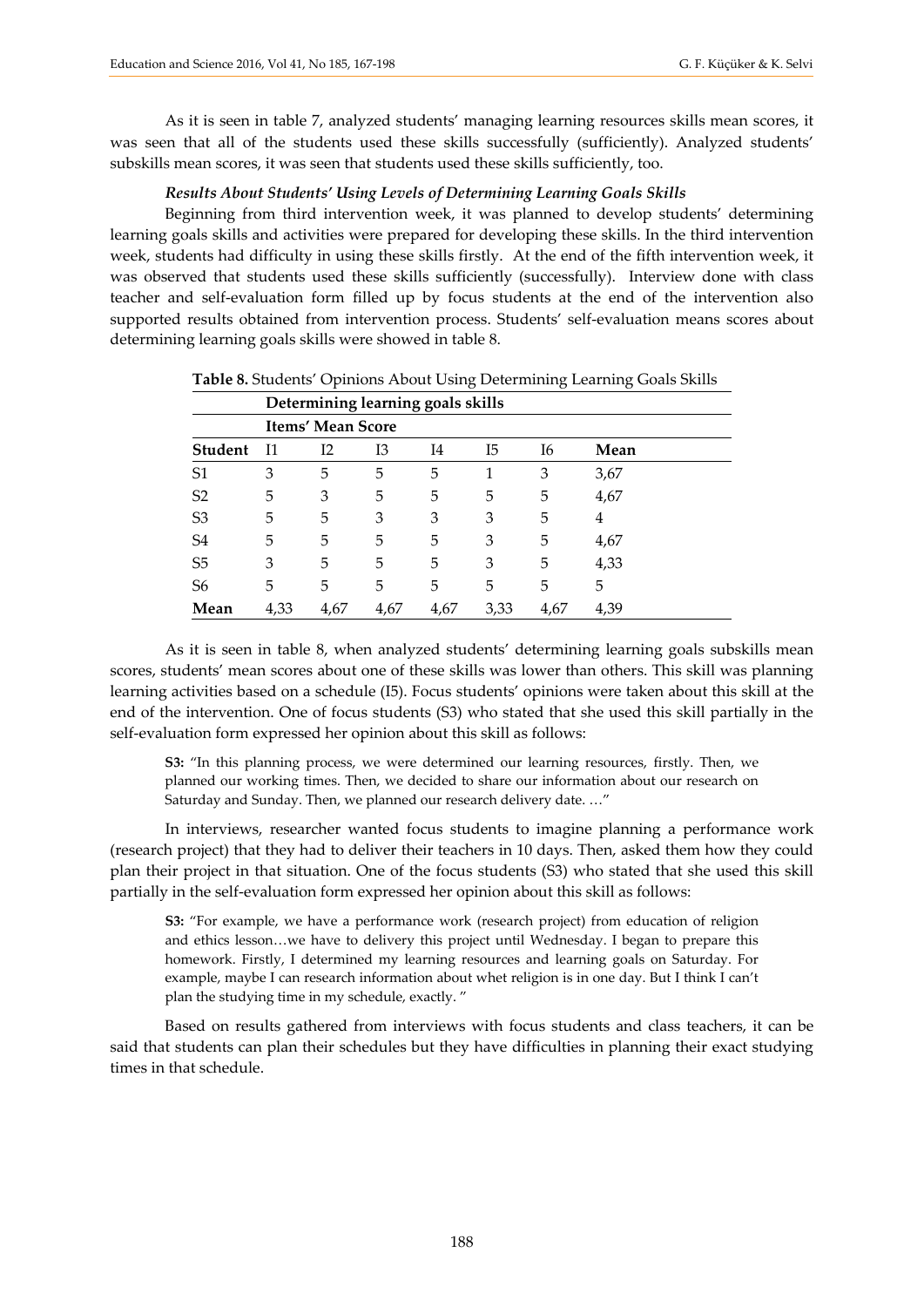As it is seen in table 7, analyzed students' managing learning resources skills mean scores, it was seen that all of the students used these skills successfully (sufficiently). Analyzed students' subskills mean scores, it was seen that students used these skills sufficiently, too.

### *Results About Students' Using Levels of Determining Learning Goals Skills*

Beginning from third intervention week, it was planned to develop students' determining learning goals skills and activities were prepared for developing these skills. In the third intervention week, students had difficulty in using these skills firstly. At the end of the fifth intervention week, it was observed that students used these skills sufficiently (successfully). Interview done with class teacher and self-evaluation form filled up by focus students at the end of the intervention also supported results obtained from intervention process. Students' self-evaluation means scores about determining learning goals skills were showed in table 8.

**Table 8.** Students' Opinions About Using Determining Learning Goals Skills

| | **Determining learning goals skills** | | | | | | |
|---|---|---|---|---|---|---|---|
| | **Items' Mean Score** | | | | | | |
| **Student** | I1 | I2 | I3 | I4 | I5 | I6 | **Mean** |
| S1 | 3 | 5 | 5 | 5 | 1 | 3 | 3,67 |
| S2 | 5 | 3 | 5 | 5 | 5 | 5 | 4,67 |
| S3 | 5 | 5 | 3 | 3 | 3 | 5 | 4 |
| S4 | 5 | 5 | 5 | 5 | 3 | 5 | 4,67 |
| S5 | 3 | 5 | 5 | 5 | 3 | 5 | 4,33 |
| S6 | 5 | 5 | 5 | 5 | 5 | 5 | 5 |
| **Mean** | 4,33 | 4,67 | 4,67 | 4,67 | 3,33 | 4,67 | 4,39 |

As it is seen in table 8, when analyzed students' determining learning goals subskills mean scores, students' mean scores about one of these skills was lower than others. This skill was planning learning activities based on a schedule (I5). Focus students' opinions were taken about this skill at the end of the intervention. One of focus students (S3) who stated that she used this skill partially in the self-evaluation form expressed her opinion about this skill as follows:

> **S3:** "In this planning process, we were determined our learning resources, firstly. Then, we planned our working times. Then, we decided to share our information about our research on Saturday and Sunday. Then, we planned our research delivery date. …"

In interviews, researcher wanted focus students to imagine planning a performance work (research project) that they had to deliver their teachers in 10 days. Then, asked them how they could plan their project in that situation. One of the focus students (S3) who stated that she used this skill partially in the self-evaluation form expressed her opinion about this skill as follows:

> **S3:** "For example, we have a performance work (research project) from education of religion and ethics lesson…we have to delivery this project until Wednesday. I began to prepare this homework. Firstly, I determined my learning resources and learning goals on Saturday. For example, maybe I can research information about whet religion is in one day. But I think I can't plan the studying time in my schedule, exactly. "

Based on results gathered from interviews with focus students and class teachers, it can be said that students can plan their schedules but they have difficulties in planning their exact studying times in that schedule.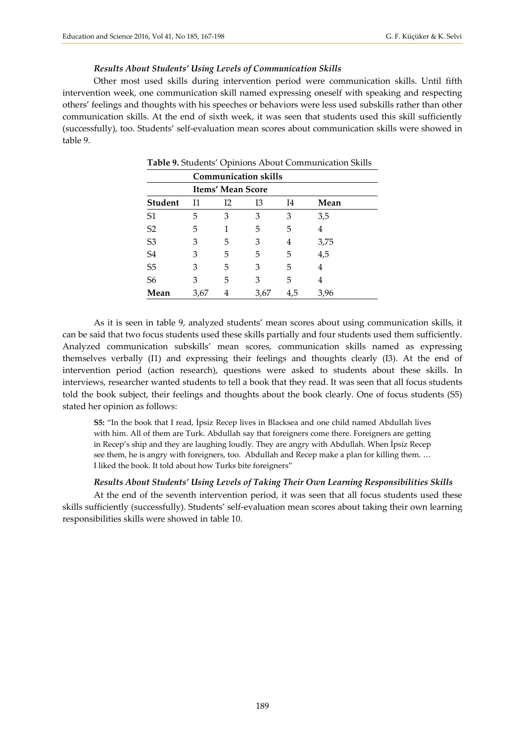### *Results About Students' Using Levels of Communication Skills*

Other most used skills during intervention period were communication skills. Until fifth intervention week, one communication skill named expressing oneself with speaking and respecting others' feelings and thoughts with his speeches or behaviors were less used subskills rather than other communication skills. At the end of sixth week, it was seen that students used this skill sufficiently (successfully), too. Students' self-evaluation mean scores about communication skills were showed in table 9.

**Table 9.** Students' Opinions About Communication Skills

| | Communication skills | | | | |
|---|---|---|---|---|---|
| | Items' Mean Score | | | | |
| **Student** | I1 | I2 | I3 | I4 | **Mean** |
| S1 | 5 | 3 | 3 | 3 | 3,5 |
| S2 | 5 | 1 | 5 | 5 | 4 |
| S3 | 3 | 5 | 3 | 4 | 3,75 |
| S4 | 3 | 5 | 5 | 5 | 4,5 |
| S5 | 3 | 5 | 3 | 5 | 4 |
| S6 | 3 | 5 | 3 | 5 | 4 |
| **Mean** | 3,67 | 4 | 3,67 | 4,5 | 3,96 |

As it is seen in table 9, analyzed students' mean scores about using communication skills, it can be said that two focus students used these skills partially and four students used them sufficiently. Analyzed communication subskills' mean scores, communication skills named as expressing themselves verbally (I1) and expressing their feelings and thoughts clearly (I3). At the end of intervention period (action research), questions were asked to students about these skills. In interviews, researcher wanted students to tell a book that they read. It was seen that all focus students told the book subject, their feelings and thoughts about the book clearly. One of focus students (S5) stated her opinion as follows:

> **S5:** "In the book that I read, İpsiz Recep lives in Blacksea and one child named Abdullah lives with him. All of them are Turk. Abdullah say that foreigners come there. Foreigners are getting in Recep's ship and they are laughing loudly. They are angry with Abdullah. When İpsiz Recep see them, he is angry with foreigners, too. Abdullah and Recep make a plan for killing them. … I liked the book. It told about how Turks bite foreigners"

### *Results About Students' Using Levels of Taking Their Own Learning Responsibilities Skills*

At the end of the seventh intervention period, it was seen that all focus students used these skills sufficiently (successfully). Students' self-evaluation mean scores about taking their own learning responsibilities skills were showed in table 10.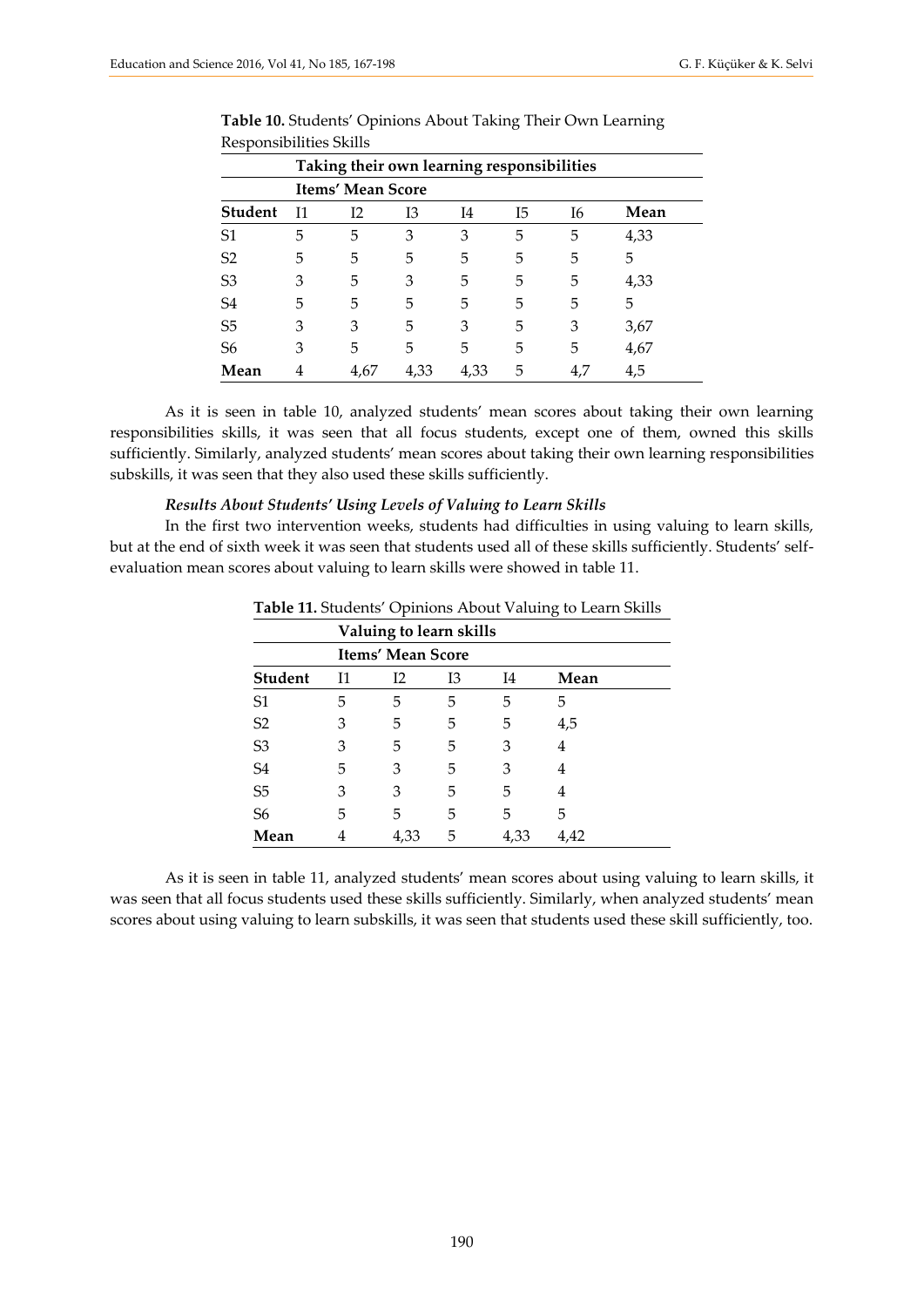**Table 10.** Students' Opinions About Taking Their Own Learning Responsibilities Skills

| | Taking their own learning responsibilities | | | | | | |
|---|---|---|---|---|---|---|---|
| | Items' Mean Score | | | | | | |
| **Student** | I1 | I2 | I3 | I4 | I5 | I6 | **Mean** |
| S1 | 5 | 5 | 3 | 3 | 5 | 5 | 4,33 |
| S2 | 5 | 5 | 5 | 5 | 5 | 5 | 5 |
| S3 | 3 | 5 | 3 | 5 | 5 | 5 | 4,33 |
| S4 | 5 | 5 | 5 | 5 | 5 | 5 | 5 |
| S5 | 3 | 3 | 5 | 3 | 5 | 3 | 3,67 |
| S6 | 3 | 5 | 5 | 5 | 5 | 5 | 4,67 |
| **Mean** | 4 | 4,67 | 4,33 | 4,33 | 5 | 4,7 | 4,5 |

As it is seen in table 10, analyzed students' mean scores about taking their own learning responsibilities skills, it was seen that all focus students, except one of them, owned this skills sufficiently. Similarly, analyzed students' mean scores about taking their own learning responsibilities subskills, it was seen that they also used these skills sufficiently.

#### *Results About Students' Using Levels of Valuing to Learn Skills*

In the first two intervention weeks, students had difficulties in using valuing to learn skills, but at the end of sixth week it was seen that students used all of these skills sufficiently. Students' self-evaluation mean scores about valuing to learn skills were showed in table 11.

**Table 11.** Students' Opinions About Valuing to Learn Skills

| | Valuing to learn skills | | | | |
|---|---|---|---|---|---|
| | Items' Mean Score | | | | |
| **Student** | I1 | I2 | I3 | I4 | **Mean** |
| S1 | 5 | 5 | 5 | 5 | 5 |
| S2 | 3 | 5 | 5 | 5 | 4,5 |
| S3 | 3 | 5 | 5 | 3 | 4 |
| S4 | 5 | 3 | 5 | 3 | 4 |
| S5 | 3 | 3 | 5 | 5 | 4 |
| S6 | 5 | 5 | 5 | 5 | 5 |
| **Mean** | 4 | 4,33 | 5 | 4,33 | 4,42 |

As it is seen in table 11, analyzed students' mean scores about using valuing to learn skills, it was seen that all focus students used these skills sufficiently. Similarly, when analyzed students' mean scores about using valuing to learn subskills, it was seen that students used these skill sufficiently, too.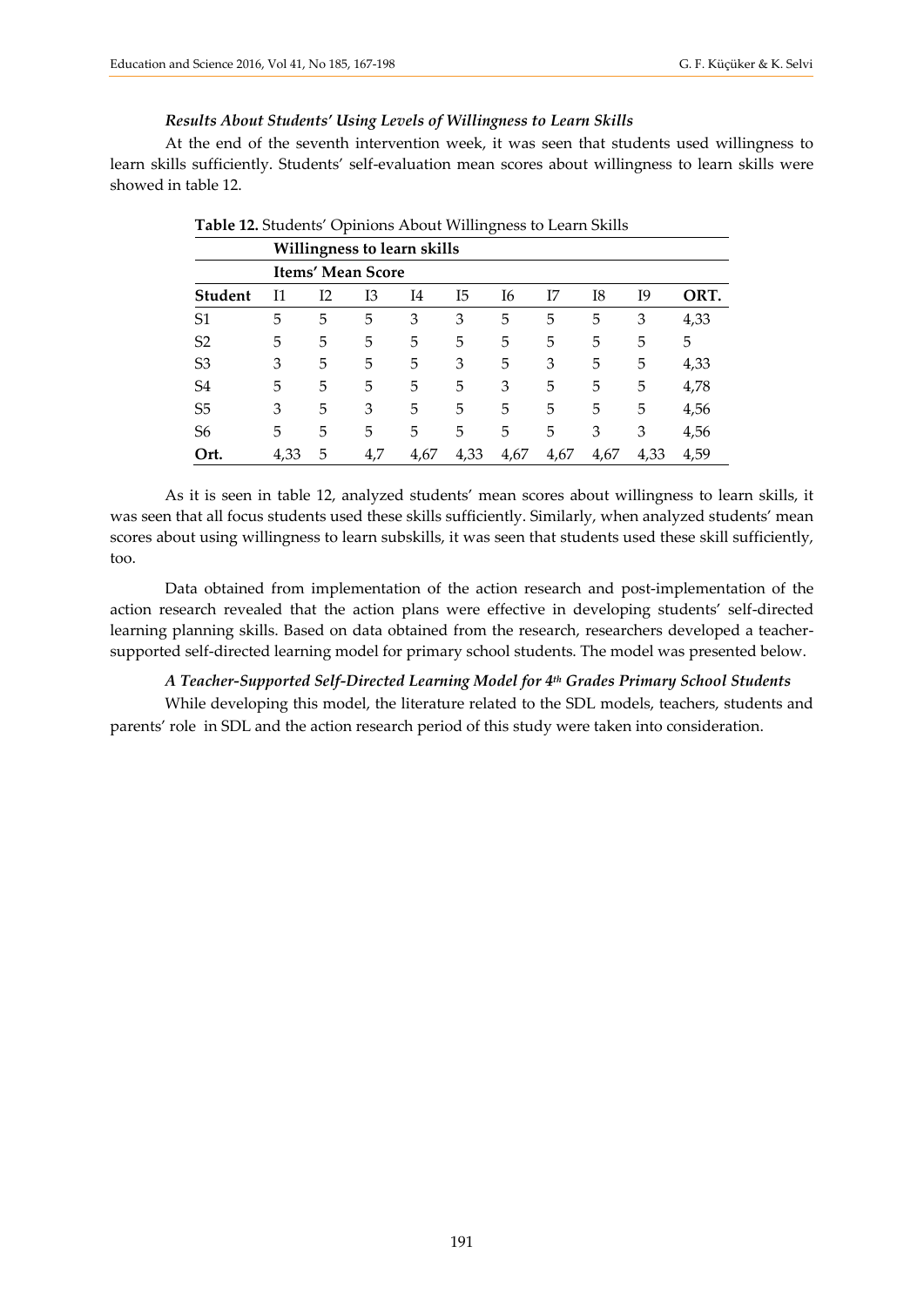#### *Results About Students' Using Levels of Willingness to Learn Skills*

At the end of the seventh intervention week, it was seen that students used willingness to learn skills sufficiently. Students' self-evaluation mean scores about willingness to learn skills were showed in table 12.

**Table 12.** Students' Opinions About Willingness to Learn Skills

| | Willingness to learn skills | | | | | | | | | |
|---|---|---|---|---|---|---|---|---|---|---|
| | Items' Mean Score | | | | | | | | | |
| **Student** | I1 | I2 | I3 | I4 | I5 | I6 | I7 | I8 | I9 | **ORT.** |
| S1 | 5 | 5 | 5 | 3 | 3 | 5 | 5 | 5 | 3 | 4,33 |
| S2 | 5 | 5 | 5 | 5 | 5 | 5 | 5 | 5 | 5 | 5 |
| S3 | 3 | 5 | 5 | 5 | 3 | 5 | 3 | 5 | 5 | 4,33 |
| S4 | 5 | 5 | 5 | 5 | 5 | 3 | 5 | 5 | 5 | 4,78 |
| S5 | 3 | 5 | 3 | 5 | 5 | 5 | 5 | 5 | 5 | 4,56 |
| S6 | 5 | 5 | 5 | 5 | 5 | 5 | 5 | 3 | 3 | 4,56 |
| **Ort.** | 4,33 | 5 | 4,7 | 4,67 | 4,33 | 4,67 | 4,67 | 4,67 | 4,33 | 4,59 |

As it is seen in table 12, analyzed students' mean scores about willingness to learn skills, it was seen that all focus students used these skills sufficiently. Similarly, when analyzed students' mean scores about using willingness to learn subskills, it was seen that students used these skill sufficiently, too.

Data obtained from implementation of the action research and post-implementation of the action research revealed that the action plans were effective in developing students' self-directed learning planning skills. Based on data obtained from the research, researchers developed a teacher-supported self-directed learning model for primary school students. The model was presented below.

#### *A Teacher-Supported Self-Directed Learning Model for 4th Grades Primary School Students*

While developing this model, the literature related to the SDL models, teachers, students and parents' role in SDL and the action research period of this study were taken into consideration.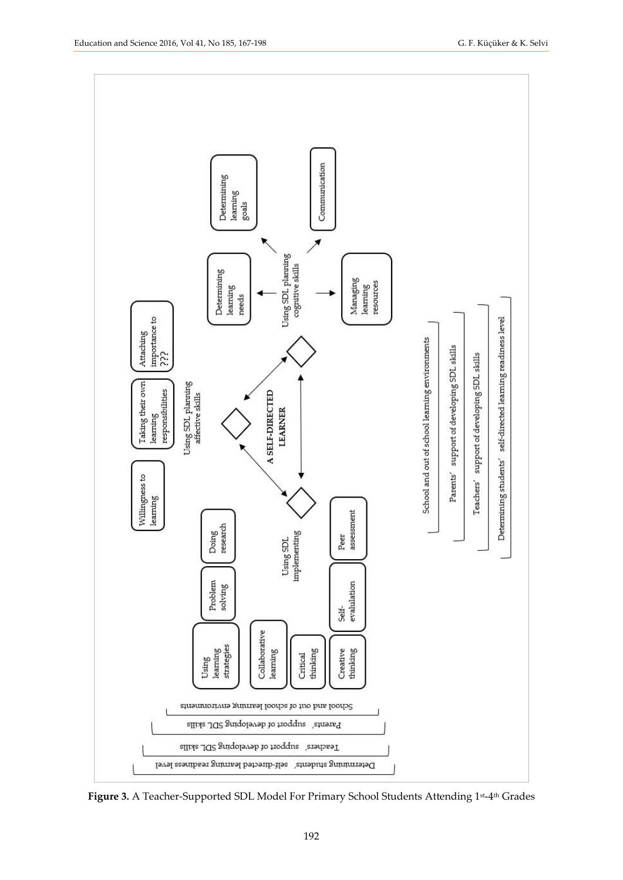A SELF-DIRECTED LEARNER

Using SDL planning affective skills

- Willingness to learning
- Taking their own learning responsibilities
- Attaching importance to ???

Using SDL planning cognitive skills

- Determining learning needs
- Determining learning goals
- Communication
- Managing learning resources

Using SDL implementing

- Using learning strategies
- Problem solving
- Doing research
- Collaborative learning
- Critical thinking
- Creative thinking
- Self-evaluation
- Peer assessment

School and out of school learning environments

Parents' support of developing SDL skills

Teachers' support of developing SDL skills

Determining students' self-directed learning readiness level

**Figure 3.** A Teacher-Supported SDL Model For Primary School Students Attending 1st-4th Grades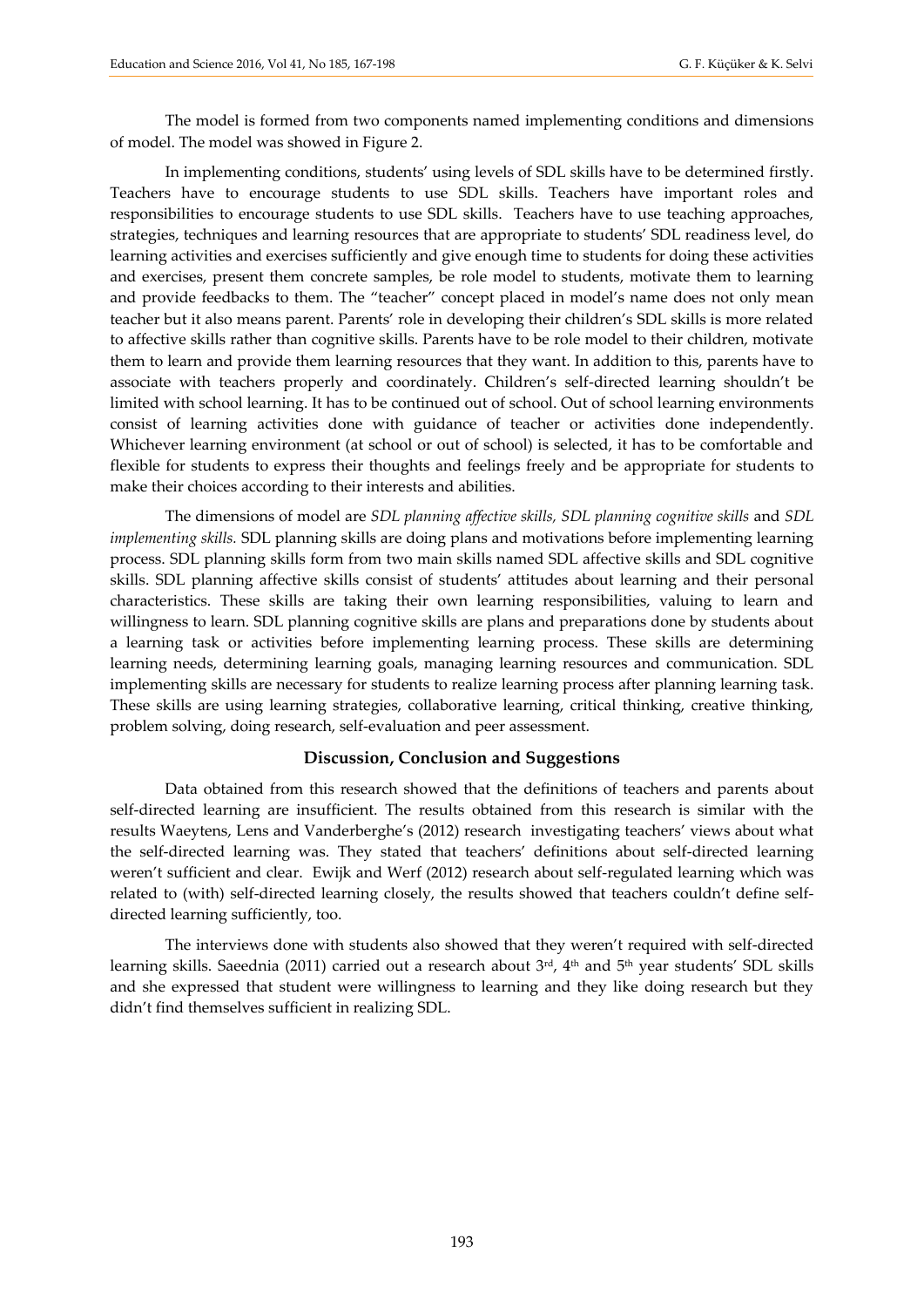The model is formed from two components named implementing conditions and dimensions of model. The model was showed in Figure 2.

In implementing conditions, students' using levels of SDL skills have to be determined firstly. Teachers have to encourage students to use SDL skills. Teachers have important roles and responsibilities to encourage students to use SDL skills. Teachers have to use teaching approaches, strategies, techniques and learning resources that are appropriate to students' SDL readiness level, do learning activities and exercises sufficiently and give enough time to students for doing these activities and exercises, present them concrete samples, be role model to students, motivate them to learning and provide feedbacks to them. The "teacher" concept placed in model's name does not only mean teacher but it also means parent. Parents' role in developing their children's SDL skills is more related to affective skills rather than cognitive skills. Parents have to be role model to their children, motivate them to learn and provide them learning resources that they want. In addition to this, parents have to associate with teachers properly and coordinately. Children's self-directed learning shouldn't be limited with school learning. It has to be continued out of school. Out of school learning environments consist of learning activities done with guidance of teacher or activities done independently. Whichever learning environment (at school or out of school) is selected, it has to be comfortable and flexible for students to express their thoughts and feelings freely and be appropriate for students to make their choices according to their interests and abilities.

The dimensions of model are *SDL planning affective skills, SDL planning cognitive skills* and *SDL implementing skills.* SDL planning skills are doing plans and motivations before implementing learning process. SDL planning skills form from two main skills named SDL affective skills and SDL cognitive skills. SDL planning affective skills consist of students' attitudes about learning and their personal characteristics. These skills are taking their own learning responsibilities, valuing to learn and willingness to learn. SDL planning cognitive skills are plans and preparations done by students about a learning task or activities before implementing learning process. These skills are determining learning needs, determining learning goals, managing learning resources and communication. SDL implementing skills are necessary for students to realize learning process after planning learning task. These skills are using learning strategies, collaborative learning, critical thinking, creative thinking, problem solving, doing research, self-evaluation and peer assessment.

## Discussion, Conclusion and Suggestions

Data obtained from this research showed that the definitions of teachers and parents about self-directed learning are insufficient. The results obtained from this research is similar with the results Waeytens, Lens and Vanderberghe's (2012) research investigating teachers' views about what the self-directed learning was. They stated that teachers' definitions about self-directed learning weren't sufficient and clear. Ewijk and Werf (2012) research about self-regulated learning which was related to (with) self-directed learning closely, the results showed that teachers couldn't define self-directed learning sufficiently, too.

The interviews done with students also showed that they weren't required with self-directed learning skills. Saeednia (2011) carried out a research about 3rd, 4th and 5th year students' SDL skills and she expressed that student were willingness to learning and they like doing research but they didn't find themselves sufficient in realizing SDL.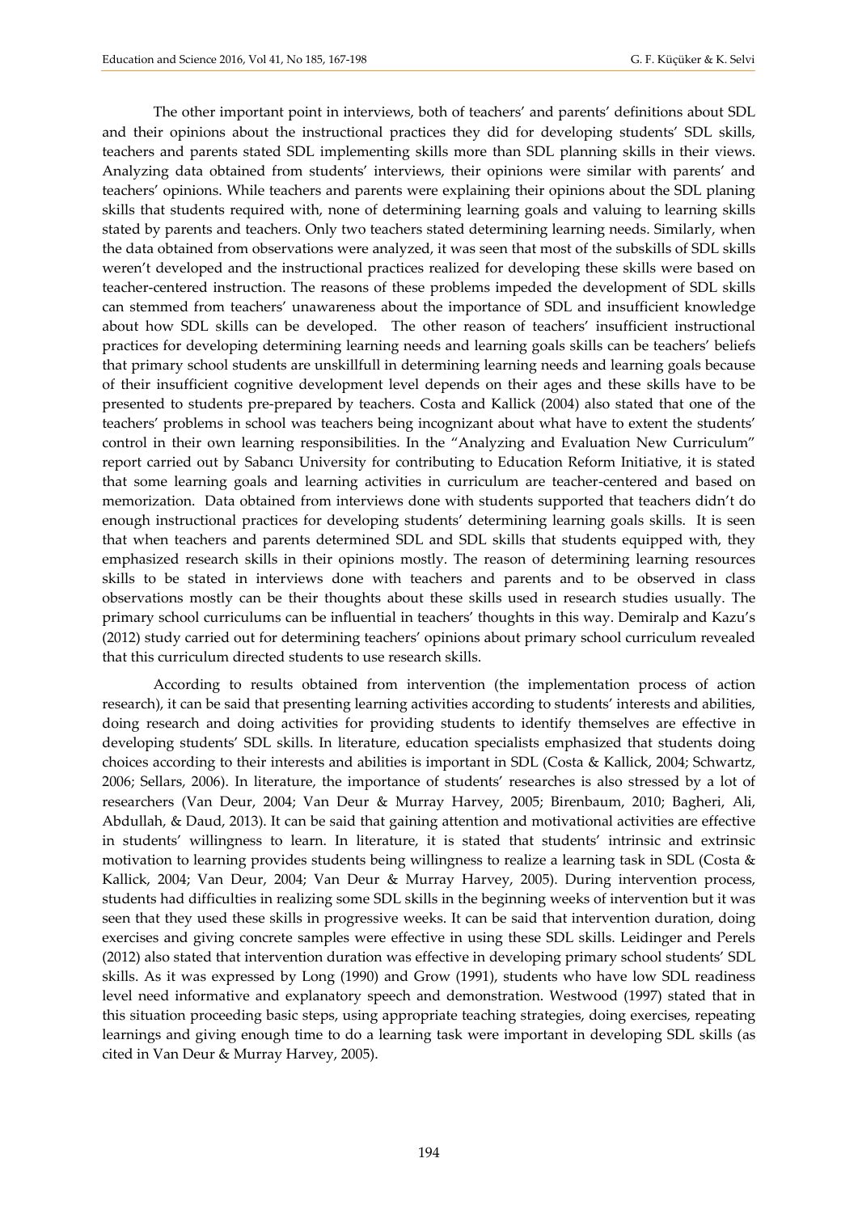The other important point in interviews, both of teachers' and parents' definitions about SDL and their opinions about the instructional practices they did for developing students' SDL skills, teachers and parents stated SDL implementing skills more than SDL planning skills in their views. Analyzing data obtained from students' interviews, their opinions were similar with parents' and teachers' opinions. While teachers and parents were explaining their opinions about the SDL planing skills that students required with, none of determining learning goals and valuing to learning skills stated by parents and teachers. Only two teachers stated determining learning needs. Similarly, when the data obtained from observations were analyzed, it was seen that most of the subskills of SDL skills weren't developed and the instructional practices realized for developing these skills were based on teacher-centered instruction. The reasons of these problems impeded the development of SDL skills can stemmed from teachers' unawareness about the importance of SDL and insufficient knowledge about how SDL skills can be developed. The other reason of teachers' insufficient instructional practices for developing determining learning needs and learning goals skills can be teachers' beliefs that primary school students are unskillfull in determining learning needs and learning goals because of their insufficient cognitive development level depends on their ages and these skills have to be presented to students pre-prepared by teachers. Costa and Kallick (2004) also stated that one of the teachers' problems in school was teachers being incognizant about what have to extent the students' control in their own learning responsibilities. In the "Analyzing and Evaluation New Curriculum" report carried out by Sabancı University for contributing to Education Reform Initiative, it is stated that some learning goals and learning activities in curriculum are teacher-centered and based on memorization. Data obtained from interviews done with students supported that teachers didn't do enough instructional practices for developing students' determining learning goals skills. It is seen that when teachers and parents determined SDL and SDL skills that students equipped with, they emphasized research skills in their opinions mostly. The reason of determining learning resources skills to be stated in interviews done with teachers and parents and to be observed in class observations mostly can be their thoughts about these skills used in research studies usually. The primary school curriculums can be influential in teachers' thoughts in this way. Demiralp and Kazu's (2012) study carried out for determining teachers' opinions about primary school curriculum revealed that this curriculum directed students to use research skills.

According to results obtained from intervention (the implementation process of action research), it can be said that presenting learning activities according to students' interests and abilities, doing research and doing activities for providing students to identify themselves are effective in developing students' SDL skills. In literature, education specialists emphasized that students doing choices according to their interests and abilities is important in SDL (Costa & Kallick, 2004; Schwartz, 2006; Sellars, 2006). In literature, the importance of students' researches is also stressed by a lot of researchers (Van Deur, 2004; Van Deur & Murray Harvey, 2005; Birenbaum, 2010; Bagheri, Ali, Abdullah, & Daud, 2013). It can be said that gaining attention and motivational activities are effective in students' willingness to learn. In literature, it is stated that students' intrinsic and extrinsic motivation to learning provides students being willingness to realize a learning task in SDL (Costa & Kallick, 2004; Van Deur, 2004; Van Deur & Murray Harvey, 2005). During intervention process, students had difficulties in realizing some SDL skills in the beginning weeks of intervention but it was seen that they used these skills in progressive weeks. It can be said that intervention duration, doing exercises and giving concrete samples were effective in using these SDL skills. Leidinger and Perels (2012) also stated that intervention duration was effective in developing primary school students' SDL skills. As it was expressed by Long (1990) and Grow (1991), students who have low SDL readiness level need informative and explanatory speech and demonstration. Westwood (1997) stated that in this situation proceeding basic steps, using appropriate teaching strategies, doing exercises, repeating learnings and giving enough time to do a learning task were important in developing SDL skills (as cited in Van Deur & Murray Harvey, 2005).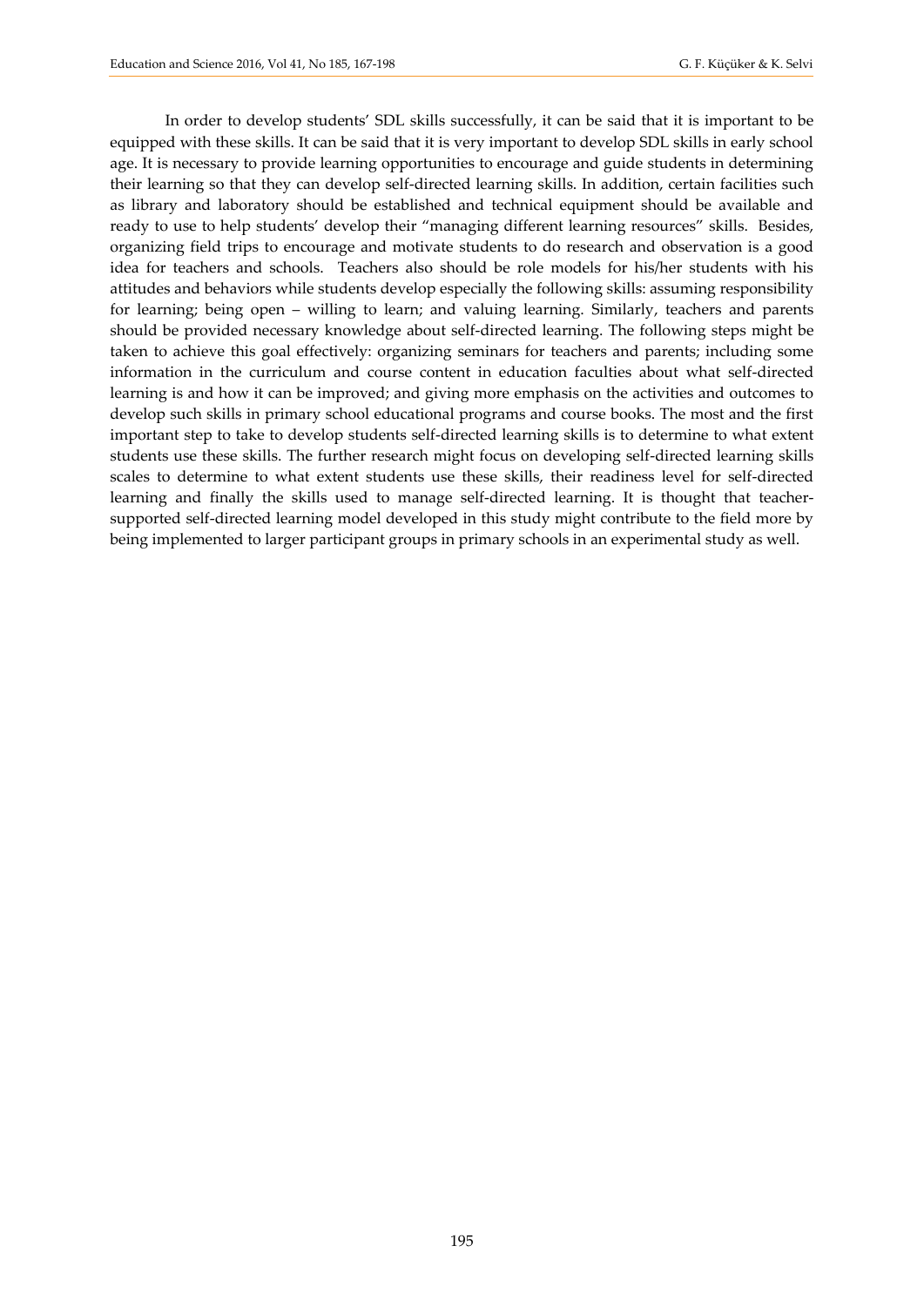In order to develop students' SDL skills successfully, it can be said that it is important to be equipped with these skills. It can be said that it is very important to develop SDL skills in early school age. It is necessary to provide learning opportunities to encourage and guide students in determining their learning so that they can develop self-directed learning skills. In addition, certain facilities such as library and laboratory should be established and technical equipment should be available and ready to use to help students' develop their "managing different learning resources" skills. Besides, organizing field trips to encourage and motivate students to do research and observation is a good idea for teachers and schools. Teachers also should be role models for his/her students with his attitudes and behaviors while students develop especially the following skills: assuming responsibility for learning; being open – willing to learn; and valuing learning. Similarly, teachers and parents should be provided necessary knowledge about self-directed learning. The following steps might be taken to achieve this goal effectively: organizing seminars for teachers and parents; including some information in the curriculum and course content in education faculties about what self-directed learning is and how it can be improved; and giving more emphasis on the activities and outcomes to develop such skills in primary school educational programs and course books. The most and the first important step to take to develop students self-directed learning skills is to determine to what extent students use these skills. The further research might focus on developing self-directed learning skills scales to determine to what extent students use these skills, their readiness level for self-directed learning and finally the skills used to manage self-directed learning. It is thought that teacher-supported self-directed learning model developed in this study might contribute to the field more by being implemented to larger participant groups in primary schools in an experimental study as well.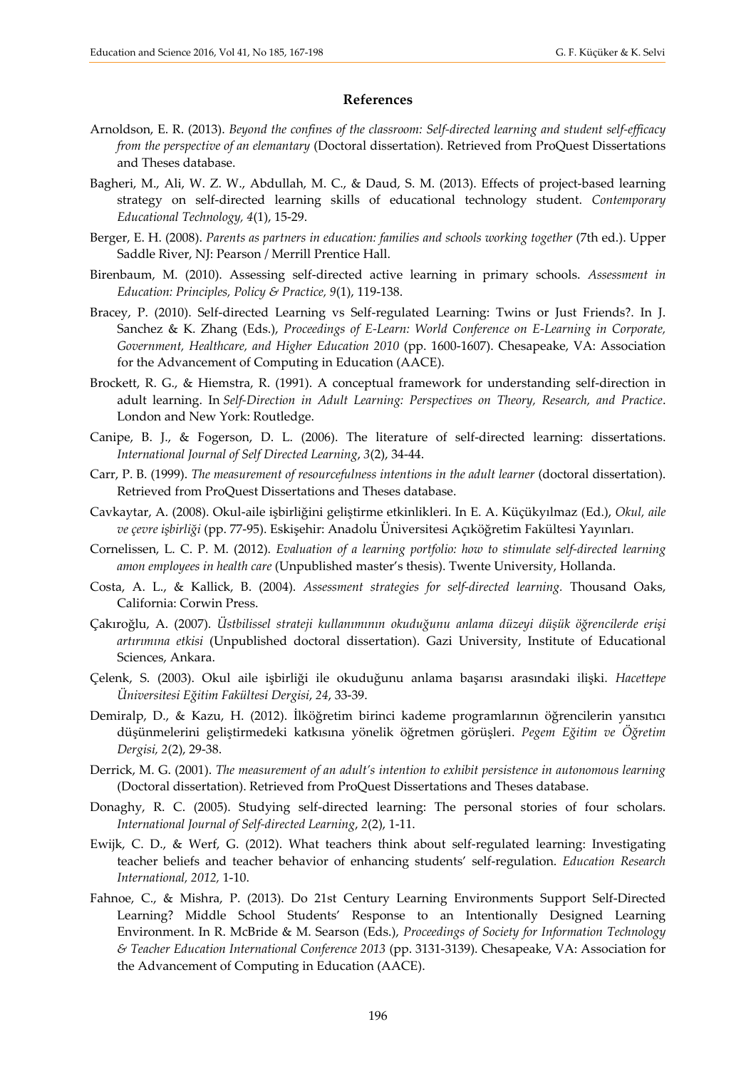## References

Arnoldson, E. R. (2013). *Beyond the confines of the classroom: Self-directed learning and student self-efficacy from the perspective of an elemantary* (Doctoral dissertation). Retrieved from ProQuest Dissertations and Theses database.

Bagheri, M., Ali, W. Z. W., Abdullah, M. C., & Daud, S. M. (2013). Effects of project-based learning strategy on self-directed learning skills of educational technology student. *Contemporary Educational Technology, 4*(1), 15-29.

Berger, E. H. (2008). *Parents as partners in education: families and schools working together* (7th ed.). Upper Saddle River, NJ: Pearson / Merrill Prentice Hall.

Birenbaum, M. (2010). Assessing self-directed active learning in primary schools. *Assessment in Education: Principles, Policy & Practice, 9*(1), 119-138.

Bracey, P. (2010). Self-directed Learning vs Self-regulated Learning: Twins or Just Friends?. In J. Sanchez & K. Zhang (Eds.), *Proceedings of E-Learn: World Conference on E-Learning in Corporate, Government, Healthcare, and Higher Education 2010* (pp. 1600-1607). Chesapeake, VA: Association for the Advancement of Computing in Education (AACE).

Brockett, R. G., & Hiemstra, R. (1991). A conceptual framework for understanding self-direction in adult learning. In *Self-Direction in Adult Learning: Perspectives on Theory, Research, and Practice*. London and New York: Routledge.

Canipe, B. J., & Fogerson, D. L. (2006). The literature of self-directed learning: dissertations. *International Journal of Self Directed Learning*, *3*(2), 34-44.

Carr, P. B. (1999). *The measurement of resourcefulness intentions in the adult learner* (doctoral dissertation). Retrieved from ProQuest Dissertations and Theses database.

Cavkaytar, A. (2008). Okul-aile işbirliğini geliştirme etkinlikleri. In E. A. Küçükyılmaz (Ed.), *Okul, aile ve çevre işbirliği* (pp. 77-95). Eskişehir: Anadolu Üniversitesi Açıköğretim Fakültesi Yayınları.

Cornelissen, L. C. P. M. (2012). *Evaluation of a learning portfolio: how to stimulate self-directed learning amon employees in health care* (Unpublished master's thesis). Twente University, Hollanda.

Costa, A. L., & Kallick, B. (2004). *Assessment strategies for self-directed learning.* Thousand Oaks, California: Corwin Press.

Çakıroğlu, A. (2007). *Üstbilissel strateji kullanımının okuduğunu anlama düzeyi düşük öğrencilerde erişi artırımına etkisi* (Unpublished doctoral dissertation). Gazi University, Institute of Educational Sciences, Ankara.

Çelenk, S. (2003). Okul aile işbirliği ile okuduğunu anlama başarısı arasındaki ilişki. *Hacettepe Üniversitesi Eğitim Fakültesi Dergisi*, *24*, 33-39.

Demiralp, D., & Kazu, H. (2012). İlköğretim birinci kademe programlarının öğrencilerin yansıtıcı düşünmelerini geliştirmedeki katkısına yönelik öğretmen görüşleri. *Pegem Eğitim ve Öğretim Dergisi, 2*(2), 29-38.

Derrick, M. G. (2001). *The measurement of an adult's intention to exhibit persistence in autonomous learning* (Doctoral dissertation). Retrieved from ProQuest Dissertations and Theses database.

Donaghy, R. C. (2005). Studying self-directed learning: The personal stories of four scholars. *International Journal of Self-directed Learning*, *2*(2), 1-11.

Ewijk, C. D., & Werf, G. (2012). What teachers think about self-regulated learning: Investigating teacher beliefs and teacher behavior of enhancing students' self-regulation. *Education Research International, 2012,* 1-10.

Fahnoe, C., & Mishra, P. (2013). Do 21st Century Learning Environments Support Self-Directed Learning? Middle School Students' Response to an Intentionally Designed Learning Environment. In R. McBride & M. Searson (Eds.), *Proceedings of Society for Information Technology & Teacher Education International Conference 2013* (pp. 3131-3139). Chesapeake, VA: Association for the Advancement of Computing in Education (AACE).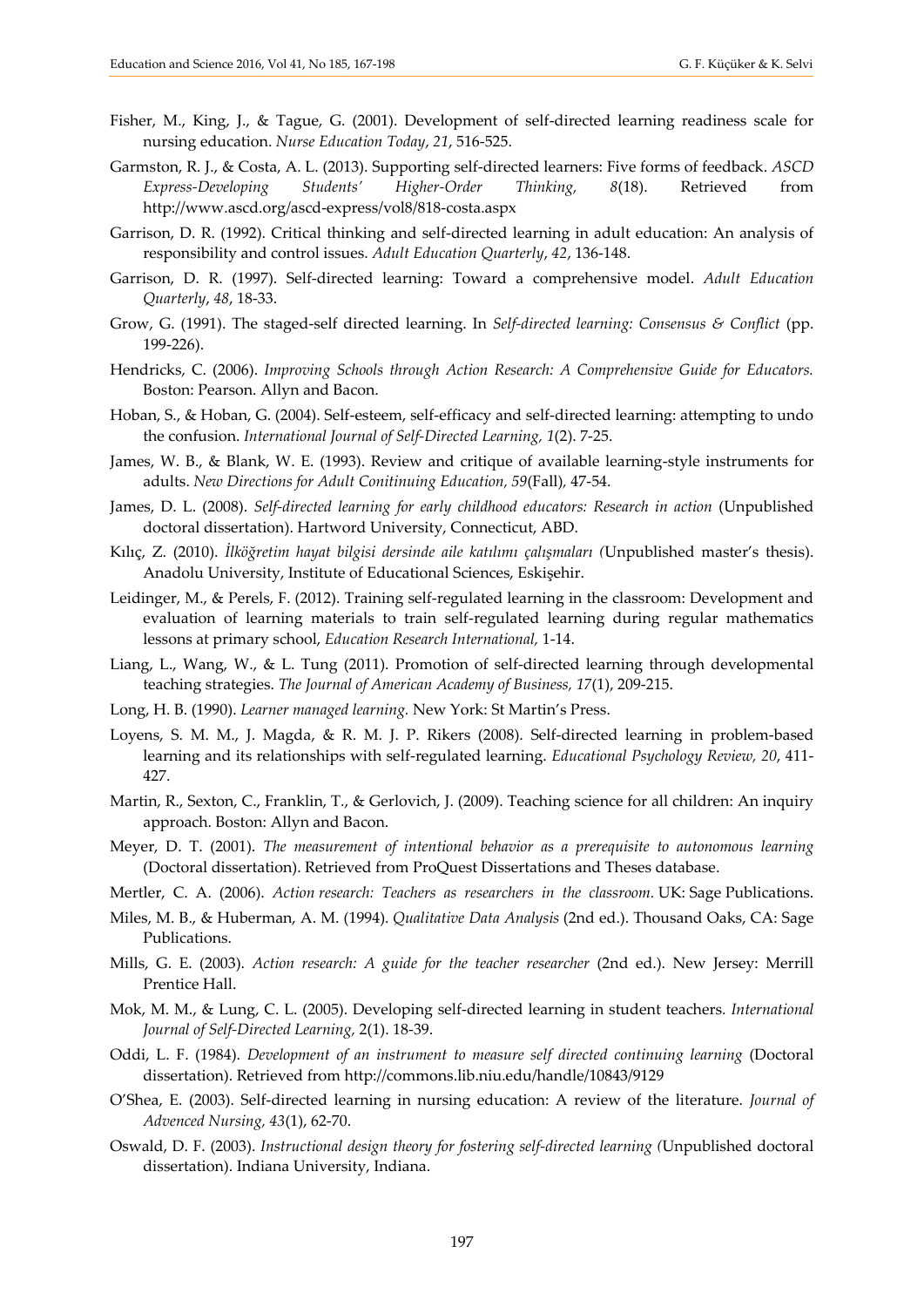Fisher, M., King, J., & Tague, G. (2001). Development of self-directed learning readiness scale for nursing education. *Nurse Education Today*, *21*, 516-525.

Garmston, R. J., & Costa, A. L. (2013). Supporting self-directed learners: Five forms of feedback. *ASCD Express-Developing Students' Higher-Order Thinking, 8*(18). Retrieved from http://www.ascd.org/ascd-express/vol8/818-costa.aspx

Garrison, D. R. (1992). Critical thinking and self-directed learning in adult education: An analysis of responsibility and control issues. *Adult Education Quarterly*, *42*, 136-148.

Garrison, D. R. (1997). Self-directed learning: Toward a comprehensive model. *Adult Education Quarterly*, *48*, 18-33.

Grow, G. (1991). The staged-self directed learning. In *Self-directed learning: Consensus & Conflict* (pp. 199-226).

Hendricks, C. (2006). *Improving Schools through Action Research: A Comprehensive Guide for Educators.* Boston: Pearson. Allyn and Bacon.

Hoban, S., & Hoban, G. (2004). Self-esteem, self-efficacy and self-directed learning: attempting to undo the confusion. *International Journal of Self-Directed Learning, 1*(2). 7-25.

James, W. B., & Blank, W. E. (1993). Review and critique of available learning-style instruments for adults. *New Directions for Adult Conitinuing Education, 59*(Fall)*,* 47-54.

James, D. L. (2008). *Self-directed learning for early childhood educators: Research in action* (Unpublished doctoral dissertation). Hartword University, Connecticut, ABD.

Kılıç, Z. (2010). *İlköğretim hayat bilgisi dersinde aile katılımı çalışmaları (*Unpublished master's thesis). Anadolu University, Institute of Educational Sciences, Eskişehir.

Leidinger, M., & Perels, F. (2012). Training self-regulated learning in the classroom: Development and evaluation of learning materials to train self-regulated learning during regular mathematics lessons at primary school, *Education Research International,* 1-14.

Liang, L., Wang, W., & L. Tung (2011). Promotion of self-directed learning through developmental teaching strategies. *The Journal of American Academy of Business, 17*(1), 209-215.

Long, H. B. (1990). *Learner managed learning.* New York: St Martin's Press.

Loyens, S. M. M., J. Magda, & R. M. J. P. Rikers (2008). Self-directed learning in problem-based learning and its relationships with self-regulated learning. *Educational Psychology Review, 20*, 411-427.

Martin, R., Sexton, C., Franklin, T., & Gerlovich, J. (2009). Teaching science for all children: An inquiry approach. Boston: Allyn and Bacon.

Meyer, D. T. (2001). *The measurement of intentional behavior as a prerequisite to autonomous learning* (Doctoral dissertation). Retrieved from ProQuest Dissertations and Theses database.

Mertler, C. A. (2006). *Action research: Teachers as researchers in the classroom.* UK: Sage Publications.

Miles, M. B., & Huberman, A. M. (1994). *Qualitative Data Analysis* (2nd ed.). Thousand Oaks, CA: Sage Publications.

Mills, G. E. (2003). *Action research: A guide for the teacher researcher* (2nd ed.). New Jersey: Merrill Prentice Hall.

Mok, M. M., & Lung, C. L. (2005). Developing self-directed learning in student teachers. *International Journal of Self-Directed Learning,* 2(1). 18-39.

Oddi, L. F. (1984). *Development of an instrument to measure self directed continuing learning* (Doctoral dissertation). Retrieved from http://commons.lib.niu.edu/handle/10843/9129

O'Shea, E. (2003). Self-directed learning in nursing education: A review of the literature. *Journal of Advenced Nursing, 43*(1), 62-70.

Oswald, D. F. (2003). *Instructional design theory for fostering self-directed learning (*Unpublished doctoral dissertation). Indiana University, Indiana.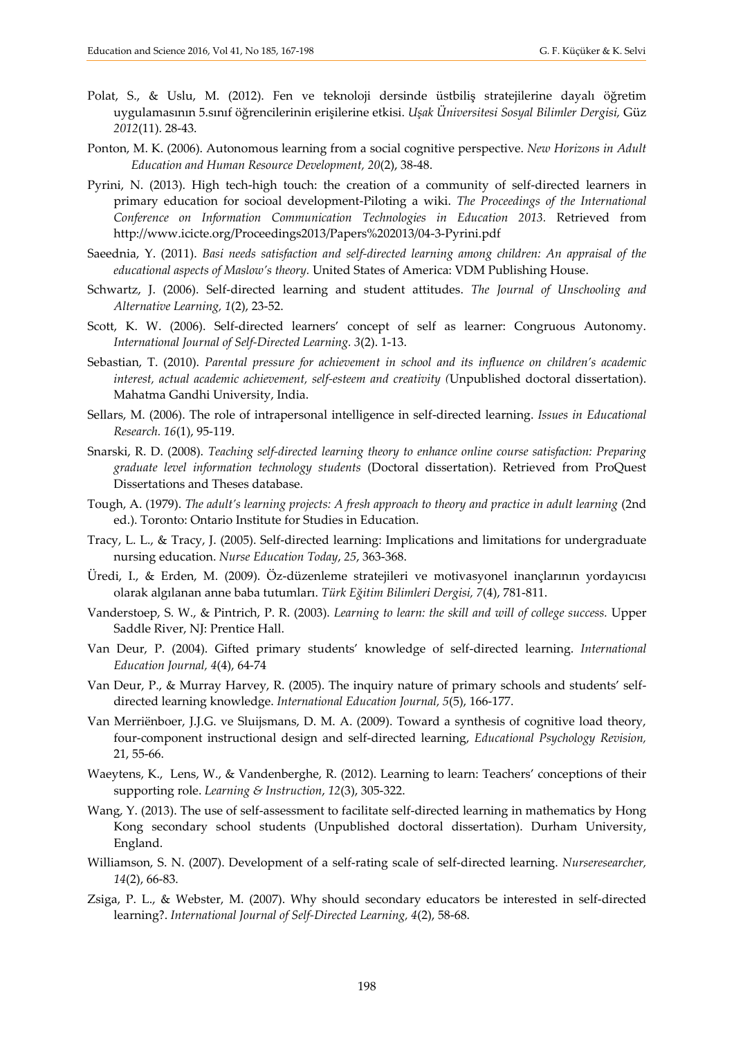Polat, S., & Uslu, M. (2012). Fen ve teknoloji dersinde üstbiliş stratejilerine dayalı öğretim uygulamasının 5.sınıf öğrencilerinin erişilerine etkisi. *Uşak Üniversitesi Sosyal Bilimler Dergisi,* Güz *2012*(11). 28-43.

Ponton, M. K. (2006). Autonomous learning from a social cognitive perspective. *New Horizons in Adult Education and Human Resource Development, 20*(2), 38-48.

Pyrini, N. (2013). High tech-high touch: the creation of a community of self-directed learners in primary education for socioal development-Piloting a wiki. *The Proceedings of the International Conference on Information Communication Technologies in Education 2013.* Retrieved from http://www.icicte.org/Proceedings2013/Papers%202013/04-3-Pyrini.pdf

Saeednia, Y. (2011). *Basi needs satisfaction and self-directed learning among children: An appraisal of the educational aspects of Maslow's theory.* United States of America: VDM Publishing House.

Schwartz, J. (2006). Self-directed learning and student attitudes. *The Journal of Unschooling and Alternative Learning, 1*(2), 23-52.

Scott, K. W. (2006). Self-directed learners' concept of self as learner: Congruous Autonomy. *International Journal of Self-Directed Learning. 3*(2). 1-13.

Sebastian, T. (2010). *Parental pressure for achievement in school and its influence on children's academic interest, actual academic achievement, self-esteem and creativity (*Unpublished doctoral dissertation). Mahatma Gandhi University, India.

Sellars, M. (2006). The role of intrapersonal intelligence in self-directed learning. *Issues in Educational Research. 16*(1), 95-119.

Snarski, R. D. (2008). *Teaching self-directed learning theory to enhance online course satisfaction: Preparing graduate level information technology students* (Doctoral dissertation). Retrieved from ProQuest Dissertations and Theses database.

Tough, A. (1979). *The adult's learning projects: A fresh approach to theory and practice in adult learning* (2nd ed.). Toronto: Ontario Institute for Studies in Education.

Tracy, L. L., & Tracy, J. (2005). Self-directed learning: Implications and limitations for undergraduate nursing education. *Nurse Education Today*, *25*, 363-368.

Üredi, I., & Erden, M. (2009). Öz-düzenleme stratejileri ve motivasyonel inançlarının yordayıcısı olarak algılanan anne baba tutumları. *Türk Eğitim Bilimleri Dergisi, 7*(4), 781-811.

Vanderstoep, S. W., & Pintrich, P. R. (2003). *Learning to learn: the skill and will of college success.* Upper Saddle River, NJ: Prentice Hall.

Van Deur, P. (2004). Gifted primary students' knowledge of self-directed learning. *International Education Journal, 4*(4), 64-74

Van Deur, P., & Murray Harvey, R. (2005). The inquiry nature of primary schools and students' self-directed learning knowledge. *International Education Journal, 5*(5), 166-177.

Van Merriënboer, J.J.G. ve Sluijsmans, D. M. A. (2009). Toward a synthesis of cognitive load theory, four-component instructional design and self-directed learning, *Educational Psychology Revision,* 21, 55-66.

Waeytens, K., Lens, W., & Vandenberghe, R. (2012). Learning to learn: Teachers' conceptions of their supporting role. *Learning & Instruction*, *12*(3), 305-322.

Wang, Y. (2013). The use of self-assessment to facilitate self-directed learning in mathematics by Hong Kong secondary school students (Unpublished doctoral dissertation). Durham University, England.

Williamson, S. N. (2007). Development of a self-rating scale of self-directed learning. *Nurseresearcher, 14*(2), 66-83.

Zsiga, P. L., & Webster, M. (2007). Why should secondary educators be interested in self-directed learning?. *International Journal of Self-Directed Learning, 4*(2), 58-68.